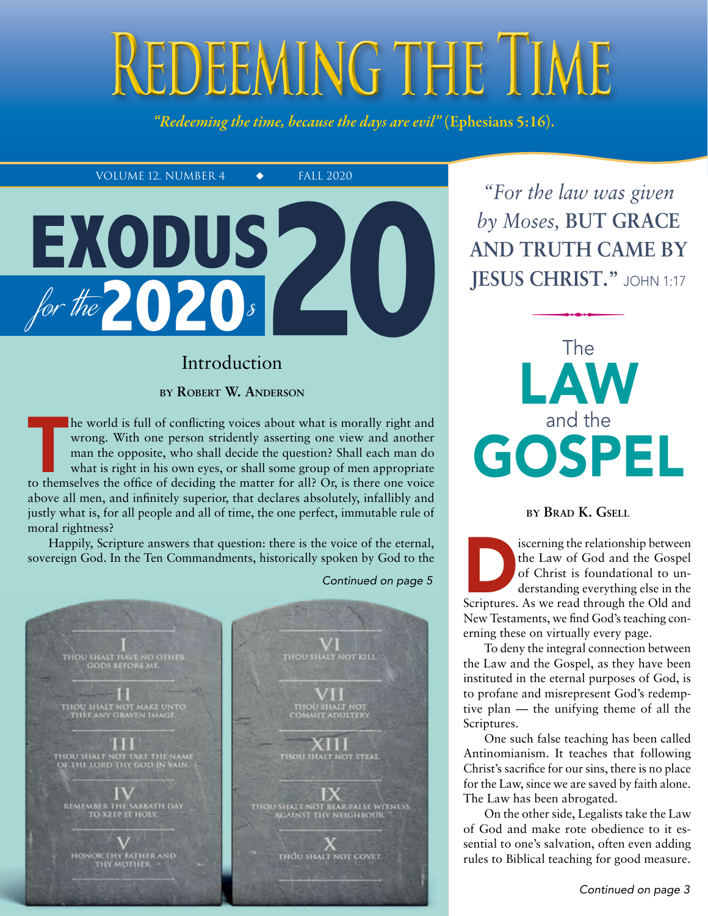# Redeeming the Time

*"Redeeming the time, because the days are evil"* **(Ephesians 5:16).**

VOLUME 12, NUMBER 4 ◆ FALL 2020

# EXODUS 20 *for the* 2020*s*

## Introduction

**by Robert W. Anderson**

The world is full of conflicting voices about what is morally right and wrong. With one person stridently asserting one view and another man the opposite, who shall decide the question? Shall each man do what is right in his own eyes, or shall some group of men appropriate to themselves the office of deciding the matter for all? Or, is there one voice above all men, and infinitely superior, that declares absolutely, infallibly and justly what is, for all people and all of time, the one perfect, immutable rule of moral rightness?

Happily, Scripture answers that question: there is the voice of the eternal, sovereign God. In the Ten Commandments, historically spoken by God to the

*Continued on page 5*

I THOU SHALT HAVE NO OTHER GODS BEFORE ME.

II THOU SHALT NOT MAKE UNTO THEE ANY GRAVEN IMAGE.

III THOU SHALT NOT TAKE THE NAME OF THE LORD THY GOD IN VAIN.

IV REMEMBER THE SABBATH DAY TO KEEP IT HOLY.

V HONOR THY FATHER AND THY MOTHER.

VI THOU SHALT NOT KILL.

VII THOU SHALT NOT COMMIT ADULTERY.

XIII THOU SHALT NOT STEAL.

IX THOU SHALT NOT BEAR FALSE WITNESS AGAINST THY NEIGHBOUR.

X THOU SHALT NOT COVET.

*"For the law was given by Moses,* **BUT GRACE AND TRUTH CAME BY JESUS CHRIST."** JOHN 1:17

## The LAW and the GOSPEL

**by Brad K. Gsell**

Discerning the relationship between the Law of God and the Gospel of Christ is foundational to understanding everything else in the Scriptures. As we read through the Old and New Testaments, we find God's teaching conerning these on virtually every page.

To deny the integral connection between the Law and the Gospel, as they have been instituted in the eternal purposes of God, is to profane and misrepresent God's redemptive plan — the unifying theme of all the Scriptures.

One such false teaching has been called Antinomianism. It teaches that following Christ's sacrifice for our sins, there is no place for the Law, since we are saved by faith alone. The Law has been abrogated.

On the other side, Legalists take the Law of God and make rote obedience to it essential to one's salvation, often even adding rules to Biblical teaching for good measure.

*Continued on page 3*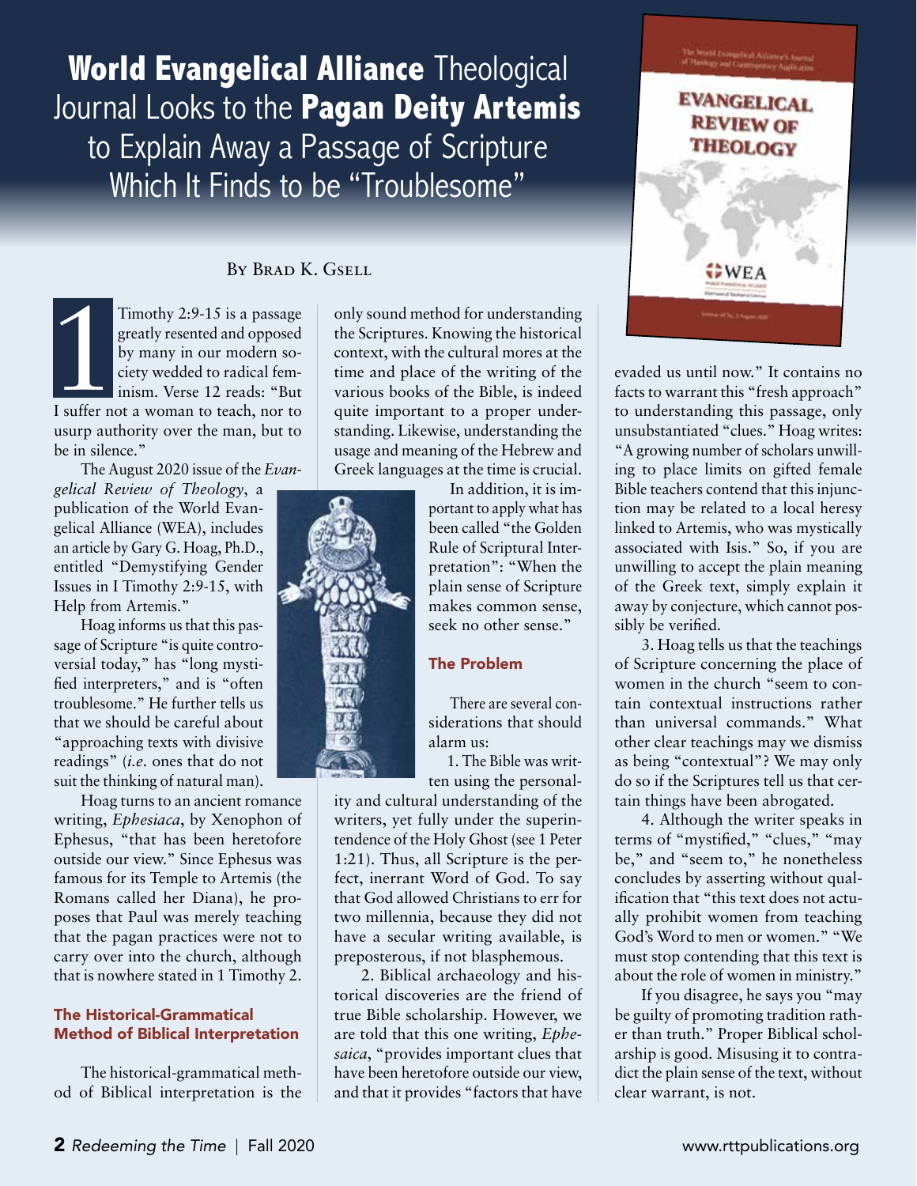# **World Evangelical Alliance** Theological Journal Looks to the **Pagan Deity Artemis** to Explain Away a Passage of Scripture Which It Finds to be "Troublesome"

By Brad K. Gsell

1 Timothy 2:9-15 is a passage greatly resented and opposed by many in our modern society wedded to radical feminism. Verse 12 reads: "But I suffer not a woman to teach, nor to usurp authority over the man, but to be in silence."

The August 2020 issue of the *Evangelical Review of Theology*, a publication of the World Evangelical Alliance (WEA), includes an article by Gary G. Hoag, Ph.D., entitled "Demystifying Gender Issues in I Timothy 2:9-15, with Help from Artemis."

Hoag informs us that this passage of Scripture "is quite controversial today," has "long mystified interpreters," and is "often troublesome." He further tells us that we should be careful about "approaching texts with divisive readings" (*i.e.* ones that do not suit the thinking of natural man).

Hoag turns to an ancient romance writing, *Ephesiaca*, by Xenophon of Ephesus, "that has been heretofore outside our view." Since Ephesus was famous for its Temple to Artemis (the Romans called her Diana), he proposes that Paul was merely teaching that the pagan practices were not to carry over into the church, although that is nowhere stated in 1 Timothy 2.

### The Historical-Grammatical Method of Biblical Interpretation

The historical-grammatical method of Biblical interpretation is the only sound method for understanding the Scriptures. Knowing the historical context, with the cultural mores at the time and place of the writing of the various books of the Bible, is indeed quite important to a proper understanding. Likewise, understanding the usage and meaning of the Hebrew and Greek languages at the time is crucial.

In addition, it is important to apply what has been called "the Golden Rule of Scriptural Interpretation": "When the plain sense of Scripture makes common sense, seek no other sense."

### The Problem

There are several considerations that should alarm us:

1. The Bible was written using the personality and cultural understanding of the writers, yet fully under the superintendence of the Holy Ghost (see 1 Peter 1:21). Thus, all Scripture is the perfect, inerrant Word of God. To say that God allowed Christians to err for two millennia, because they did not have a secular writing available, is preposterous, if not blasphemous.

2. Biblical archaeology and historical discoveries are the friend of true Bible scholarship. However, we are told that this one writing, *Ephesaica*, "provides important clues that have been heretofore outside our view, and that it provides "factors that have evaded us until now." It contains no facts to warrant this "fresh approach" to understanding this passage, only unsubstantiated "clues." Hoag writes: "A growing number of scholars unwilling to place limits on gifted female Bible teachers contend that this injunction may be related to a local heresy linked to Artemis, who was mystically associated with Isis." So, if you are unwilling to accept the plain meaning of the Greek text, simply explain it away by conjecture, which cannot possibly be verified.

3. Hoag tells us that the teachings of Scripture concerning the place of women in the church "seem to contain contextual instructions rather than universal commands." What other clear teachings may we dismiss as being "contextual"? We may only do so if the Scriptures tell us that certain things have been abrogated.

4. Although the writer speaks in terms of "mystified," "clues," "may be," and "seem to," he nonetheless concludes by asserting without qualification that "this text does not actually prohibit women from teaching God's Word to men or women." "We must stop contending that this text is about the role of women in ministry."

If you disagree, he says you "may be guilty of promoting tradition rather than truth." Proper Biblical scholarship is good. Misusing it to contradict the plain sense of the text, without clear warrant, is not.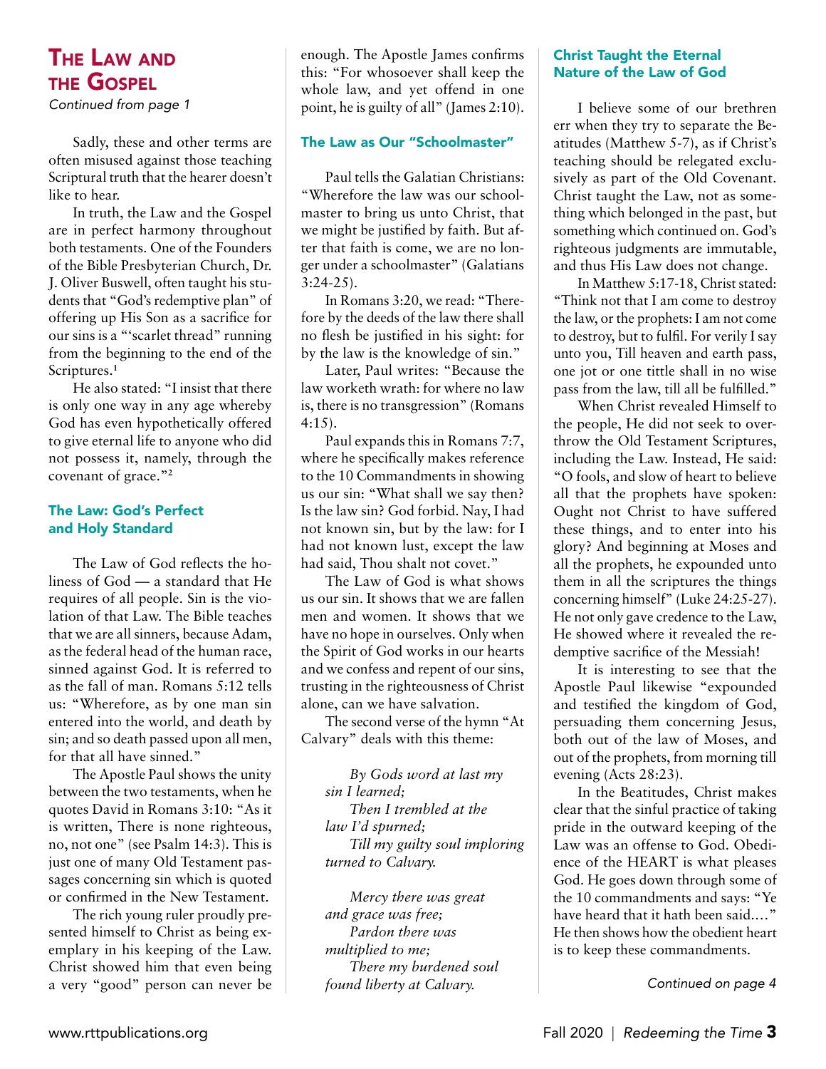# The Law and the Gospel

*Continued from page 1*

Sadly, these and other terms are often misused against those teaching Scriptural truth that the hearer doesn't like to hear.

In truth, the Law and the Gospel are in perfect harmony throughout both testaments. One of the Founders of the Bible Presbyterian Church, Dr. J. Oliver Buswell, often taught his students that "God's redemptive plan" of offering up His Son as a sacrifice for our sins is a "'scarlet thread" running from the beginning to the end of the Scriptures.[1]

He also stated: "I insist that there is only one way in any age whereby God has even hypothetically offered to give eternal life to anyone who did not possess it, namely, through the covenant of grace."[2]

## The Law: God's Perfect and Holy Standard

The Law of God reflects the holiness of God — a standard that He requires of all people. Sin is the violation of that Law. The Bible teaches that we are all sinners, because Adam, as the federal head of the human race, sinned against God. It is referred to as the fall of man. Romans 5:12 tells us: "Wherefore, as by one man sin entered into the world, and death by sin; and so death passed upon all men, for that all have sinned."

The Apostle Paul shows the unity between the two testaments, when he quotes David in Romans 3:10: "As it is written, There is none righteous, no, not one" (see Psalm 14:3). This is just one of many Old Testament passages concerning sin which is quoted or confirmed in the New Testament.

The rich young ruler proudly presented himself to Christ as being exemplary in his keeping of the Law. Christ showed him that even being a very "good" person can never be enough. The Apostle James confirms this: "For whosoever shall keep the whole law, and yet offend in one point, he is guilty of all" (James 2:10).

## The Law as Our "Schoolmaster"

Paul tells the Galatian Christians: "Wherefore the law was our schoolmaster to bring us unto Christ, that we might be justified by faith. But after that faith is come, we are no longer under a schoolmaster" (Galatians 3:24-25).

In Romans 3:20, we read: "Therefore by the deeds of the law there shall no flesh be justified in his sight: for by the law is the knowledge of sin."

Later, Paul writes: "Because the law worketh wrath: for where no law is, there is no transgression" (Romans 4:15).

Paul expands this in Romans 7:7, where he specifically makes reference to the 10 Commandments in showing us our sin: "What shall we say then? Is the law sin? God forbid. Nay, I had not known sin, but by the law: for I had not known lust, except the law had said, Thou shalt not covet."

The Law of God is what shows us our sin. It shows that we are fallen men and women. It shows that we have no hope in ourselves. Only when the Spirit of God works in our hearts and we confess and repent of our sins, trusting in the righteousness of Christ alone, can we have salvation.

The second verse of the hymn "At Calvary" deals with this theme:

*By Gods word at last my sin I learned;*
*Then I trembled at the law I'd spurned;*
*Till my guilty soul imploring turned to Calvary.*

*Mercy there was great and grace was free;*
*Pardon there was multiplied to me;*
*There my burdened soul found liberty at Calvary.*

## Christ Taught the Eternal Nature of the Law of God

I believe some of our brethren err when they try to separate the Beatitudes (Matthew 5-7), as if Christ's teaching should be relegated exclusively as part of the Old Covenant. Christ taught the Law, not as something which belonged in the past, but something which continued on. God's righteous judgments are immutable, and thus His Law does not change.

In Matthew 5:17-18, Christ stated: "Think not that I am come to destroy the law, or the prophets: I am not come to destroy, but to fulfil. For verily I say unto you, Till heaven and earth pass, one jot or one tittle shall in no wise pass from the law, till all be fulfilled."

When Christ revealed Himself to the people, He did not seek to overthrow the Old Testament Scriptures, including the Law. Instead, He said: "O fools, and slow of heart to believe all that the prophets have spoken: Ought not Christ to have suffered these things, and to enter into his glory? And beginning at Moses and all the prophets, he expounded unto them in all the scriptures the things concerning himself" (Luke 24:25-27). He not only gave credence to the Law, He showed where it revealed the redemptive sacrifice of the Messiah!

It is interesting to see that the Apostle Paul likewise "expounded and testified the kingdom of God, persuading them concerning Jesus, both out of the law of Moses, and out of the prophets, from morning till evening (Acts 28:23).

In the Beatitudes, Christ makes clear that the sinful practice of taking pride in the outward keeping of the Law was an offense to God. Obedience of the HEART is what pleases God. He goes down through some of the 10 commandments and says: "Ye have heard that it hath been said...." He then shows how the obedient heart is to keep these commandments.

*Continued on page 4*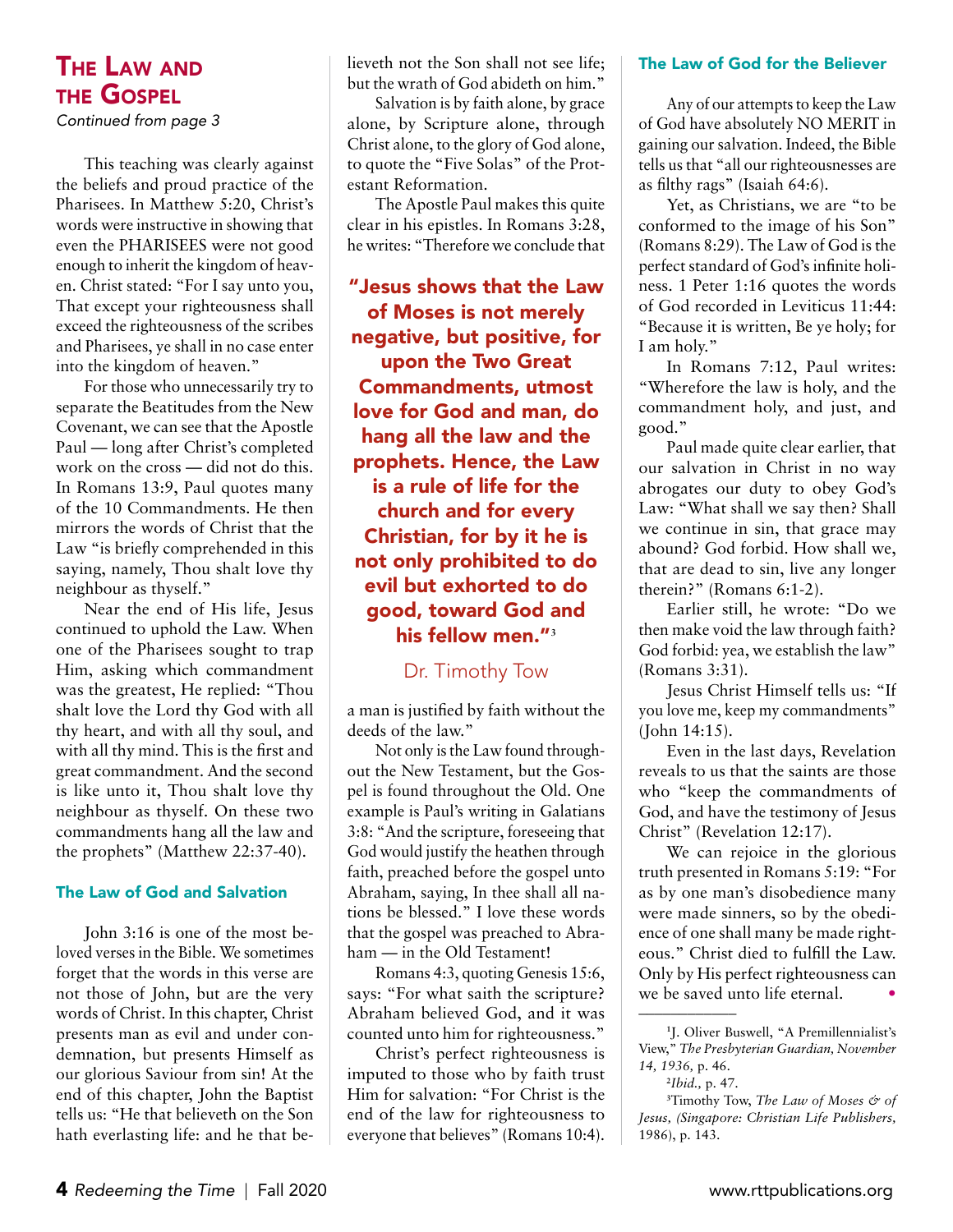## The Law and the Gospel

*Continued from page 3*

This teaching was clearly against the beliefs and proud practice of the Pharisees. In Matthew 5:20, Christ's words were instructive in showing that even the PHARISEES were not good enough to inherit the kingdom of heaven. Christ stated: "For I say unto you, That except your righteousness shall exceed the righteousness of the scribes and Pharisees, ye shall in no case enter into the kingdom of heaven."

For those who unnecessarily try to separate the Beatitudes from the New Covenant, we can see that the Apostle Paul — long after Christ's completed work on the cross — did not do this. In Romans 13:9, Paul quotes many of the 10 Commandments. He then mirrors the words of Christ that the Law "is briefly comprehended in this saying, namely, Thou shalt love thy neighbour as thyself."

Near the end of His life, Jesus continued to uphold the Law. When one of the Pharisees sought to trap Him, asking which commandment was the greatest, He replied: "Thou shalt love the Lord thy God with all thy heart, and with all thy soul, and with all thy mind. This is the first and great commandment. And the second is like unto it, Thou shalt love thy neighbour as thyself. On these two commandments hang all the law and the prophets" (Matthew 22:37-40).

### The Law of God and Salvation

John 3:16 is one of the most beloved verses in the Bible. We sometimes forget that the words in this verse are not those of John, but are the very words of Christ. In this chapter, Christ presents man as evil and under condemnation, but presents Himself as our glorious Saviour from sin! At the end of this chapter, John the Baptist tells us: "He that believeth on the Son hath everlasting life: and he that believeth not the Son shall not see life; but the wrath of God abideth on him."

Salvation is by faith alone, by grace alone, by Scripture alone, through Christ alone, to the glory of God alone, to quote the "Five Solas" of the Protestant Reformation.

The Apostle Paul makes this quite clear in his epistles. In Romans 3:28, he writes: "Therefore we conclude that a man is justified by faith without the deeds of the law."

> **"Jesus shows that the Law of Moses is not merely negative, but positive, for upon the Two Great Commandments, utmost love for God and man, do hang all the law and the prophets. Hence, the Law is a rule of life for the church and for every Christian, for by it he is not only prohibited to do evil but exhorted to do good, toward God and his fellow men."**[3]
>
> Dr. Timothy Tow

Not only is the Law found throughout the New Testament, but the Gospel is found throughout the Old. One example is Paul's writing in Galatians 3:8: "And the scripture, foreseeing that God would justify the heathen through faith, preached before the gospel unto Abraham, saying, In thee shall all nations be blessed." I love these words that the gospel was preached to Abraham — in the Old Testament!

Romans 4:3, quoting Genesis 15:6, says: "For what saith the scripture? Abraham believed God, and it was counted unto him for righteousness."

Christ's perfect righteousness is imputed to those who by faith trust Him for salvation: "For Christ is the end of the law for righteousness to everyone that believes" (Romans 10:4).

### The Law of God for the Believer

Any of our attempts to keep the Law of God have absolutely NO MERIT in gaining our salvation. Indeed, the Bible tells us that "all our righteousnesses are as filthy rags" (Isaiah 64:6).

Yet, as Christians, we are "to be conformed to the image of his Son" (Romans 8:29). The Law of God is the perfect standard of God's infinite holiness. 1 Peter 1:16 quotes the words of God recorded in Leviticus 11:44: "Because it is written, Be ye holy; for I am holy."

In Romans 7:12, Paul writes: "Wherefore the law is holy, and the commandment holy, and just, and good."

Paul made quite clear earlier, that our salvation in Christ in no way abrogates our duty to obey God's Law: "What shall we say then? Shall we continue in sin, that grace may abound? God forbid. How shall we, that are dead to sin, live any longer therein?" (Romans 6:1-2).

Earlier still, he wrote: "Do we then make void the law through faith? God forbid: yea, we establish the law" (Romans 3:31).

Jesus Christ Himself tells us: "If you love me, keep my commandments" (John 14:15).

Even in the last days, Revelation reveals to us that the saints are those who "keep the commandments of God, and have the testimony of Jesus Christ" (Revelation 12:17).

We can rejoice in the glorious truth presented in Romans 5:19: "For as by one man's disobedience many were made sinners, so by the obedience of one shall many be made righteous." Christ died to fulfill the Law. Only by His perfect righteousness can we be saved unto life eternal. •

---

[1] J. Oliver Buswell, "A Premillennialist's View," *The Presbyterian Guardian, November 14, 1936,* p. 46.

[2] *Ibid.,* p. 47.

[3] Timothy Tow, *The Law of Moses & of Jesus, (Singapore: Christian Life Publishers,* 1986), p. 143.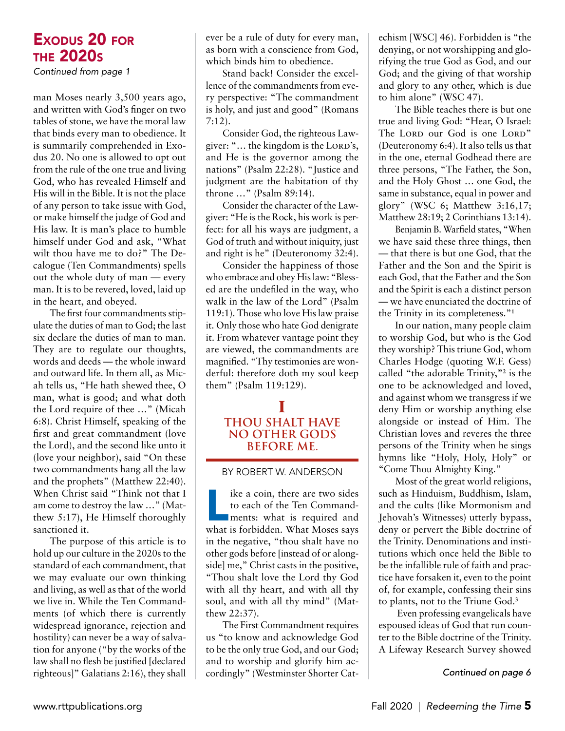# Exodus 20 for the 2020s

*Continued from page 1*

man Moses nearly 3,500 years ago, and written with God's finger on two tables of stone, we have the moral law that binds every man to obedience. It is summarily comprehended in Exodus 20. No one is allowed to opt out from the rule of the one true and living God, who has revealed Himself and His will in the Bible. It is not the place of any person to take issue with God, or make himself the judge of God and His law. It is man's place to humble himself under God and ask, "What wilt thou have me to do?" The Decalogue (Ten Commandments) spells out the whole duty of man — every man. It is to be revered, loved, laid up in the heart, and obeyed.

The first four commandments stipulate the duties of man to God; the last six declare the duties of man to man. They are to regulate our thoughts, words and deeds — the whole inward and outward life. In them all, as Micah tells us, "He hath shewed thee, O man, what is good; and what doth the Lord require of thee …" (Micah 6:8). Christ Himself, speaking of the first and great commandment (love the Lord), and the second like unto it (love your neighbor), said "On these two commandments hang all the law and the prophets" (Matthew 22:40). When Christ said "Think not that I am come to destroy the law …" (Matthew 5:17), He Himself thoroughly sanctioned it.

The purpose of this article is to hold up our culture in the 2020s to the standard of each commandment, that we may evaluate our own thinking and living, as well as that of the world we live in. While the Ten Commandments (of which there is currently widespread ignorance, rejection and hostility) can never be a way of salvation for anyone ("by the works of the law shall no flesh be justified [declared righteous]" Galatians 2:16), they shall ever be a rule of duty for every man, as born with a conscience from God, which binds him to obedience.

Stand back! Consider the excellence of the commandments from every perspective: "The commandment is holy, and just and good" (Romans 7:12).

Consider God, the righteous Lawgiver: "… the kingdom is the Lord's, and He is the governor among the nations" (Psalm 22:28). "Justice and judgment are the habitation of thy throne …" (Psalm 89:14).

Consider the character of the Lawgiver: "He is the Rock, his work is perfect: for all his ways are judgment, a God of truth and without iniquity, just and right is he" (Deuteronomy 32:4).

Consider the happiness of those who embrace and obey His law: "Blessed are the undefiled in the way, who walk in the law of the Lord" (Psalm 119:1). Those who love His law praise it. Only those who hate God denigrate it. From whatever vantage point they are viewed, the commandments are magnified. "Thy testimonies are wonderful: therefore doth my soul keep them" (Psalm 119:129).

## I
## Thou shalt have no other gods before me.

BY ROBERT W. ANDERSON

Like a coin, there are two sides to each of the Ten Commandments: what is required and what is forbidden. What Moses says in the negative, "thou shalt have no other gods before [instead of or alongside] me," Christ casts in the positive, "Thou shalt love the Lord thy God with all thy heart, and with all thy soul, and with all thy mind" (Matthew 22:37).

The First Commandment requires us "to know and acknowledge God to be the only true God, and our God; and to worship and glorify him accordingly" (Westminster Shorter Catechism [WSC] 46). Forbidden is "the denying, or not worshipping and glorifying the true God as God, and our God; and the giving of that worship and glory to any other, which is due to him alone" (WSC 47).

The Bible teaches there is but one true and living God: "Hear, O Israel: The Lord our God is one Lord" (Deuteronomy 6:4). It also tells us that in the one, eternal Godhead there are three persons, "The Father, the Son, and the Holy Ghost … one God, the same in substance, equal in power and glory" (WSC 6; Matthew 3:16,17; Matthew 28:19; 2 Corinthians 13:14).

Benjamin B. Warfield states, "When we have said these three things, then — that there is but one God, that the Father and the Son and the Spirit is each God, that the Father and the Son and the Spirit is each a distinct person — we have enunciated the doctrine of the Trinity in its completeness."[1]

In our nation, many people claim to worship God, but who is the God they worship? This triune God, whom Charles Hodge (quoting W.F. Gess) called "the adorable Trinity,"[2] is the one to be acknowledged and loved, and against whom we transgress if we deny Him or worship anything else alongside or instead of Him. The Christian loves and reveres the three persons of the Trinity when he sings hymns like "Holy, Holy, Holy" or "Come Thou Almighty King."

Most of the great world religions, such as Hinduism, Buddhism, Islam, and the cults (like Mormonism and Jehovah's Witnesses) utterly bypass, deny or pervert the Bible doctrine of the Trinity. Denominations and institutions which once held the Bible to be the infallible rule of faith and practice have forsaken it, even to the point of, for example, confessing their sins to plants, not to the Triune God.[3]

Even professing evangelicals have espoused ideas of God that run counter to the Bible doctrine of the Trinity. A Lifeway Research Survey showed

*Continued on page 6*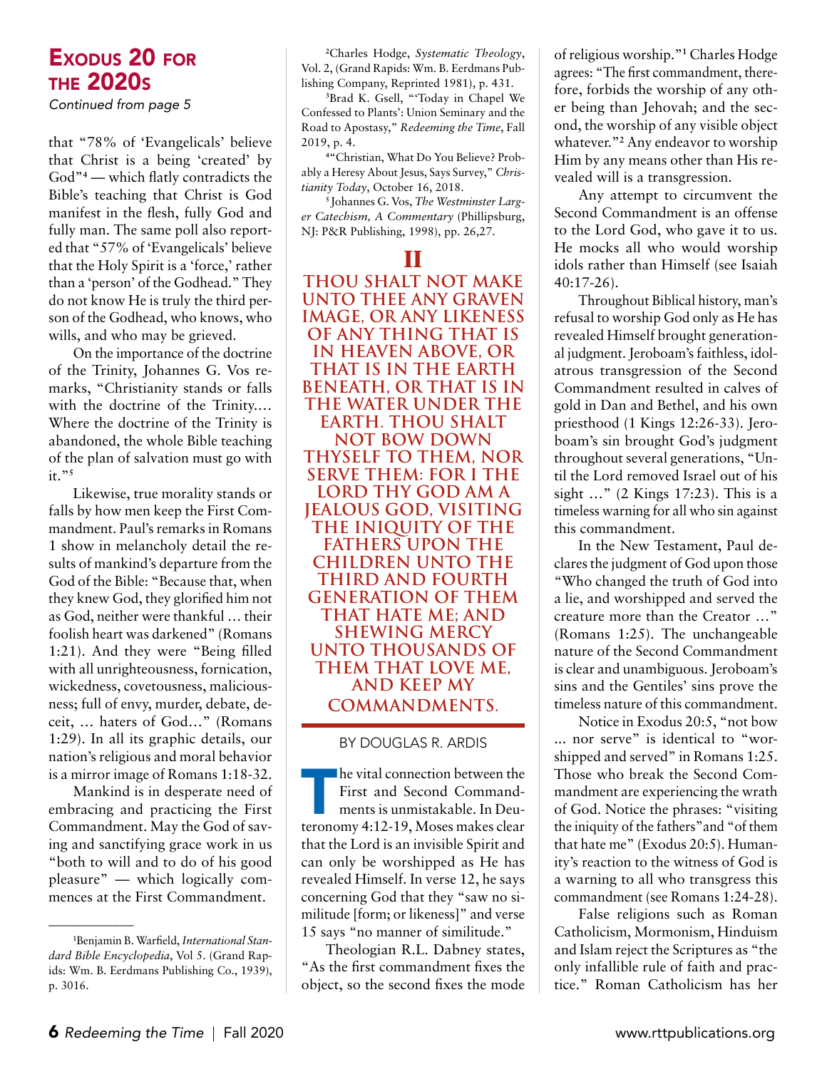## Exodus 20 for the 2020s

*Continued from page 5*

that "78% of 'Evangelicals' believe that Christ is a being 'created' by God"[4] — which flatly contradicts the Bible's teaching that Christ is God manifest in the flesh, fully God and fully man. The same poll also reported that "57% of 'Evangelicals' believe that the Holy Spirit is a 'force,' rather than a 'person' of the Godhead." They do not know He is truly the third person of the Godhead, who knows, who wills, and who may be grieved.

On the importance of the doctrine of the Trinity, Johannes G. Vos remarks, "Christianity stands or falls with the doctrine of the Trinity.... Where the doctrine of the Trinity is abandoned, the whole Bible teaching of the plan of salvation must go with it."[5]

Likewise, true morality stands or falls by how men keep the First Commandment. Paul's remarks in Romans 1 show in melancholy detail the results of mankind's departure from the God of the Bible: "Because that, when they knew God, they glorified him not as God, neither were thankful … their foolish heart was darkened" (Romans 1:21). And they were "Being filled with all unrighteousness, fornication, wickedness, covetousness, maliciousness; full of envy, murder, debate, deceit, … haters of God…" (Romans 1:29). In all its graphic details, our nation's religious and moral behavior is a mirror image of Romans 1:18-32.

Mankind is in desperate need of embracing and practicing the First Commandment. May the God of saving and sanctifying grace work in us "both to will and to do of his good pleasure" — which logically commences at the First Commandment.

---

[1]Benjamin B. Warfield, *International Standard Bible Encyclopedia*, Vol 5. (Grand Rapids: Wm. B. Eerdmans Publishing Co., 1939), p. 3016.

[2]Charles Hodge, *Systematic Theology*, Vol. 2, (Grand Rapids: Wm. B. Eerdmans Publishing Company, Reprinted 1981), p. 431.

[3]Brad K. Gsell, "'Today in Chapel We Confessed to Plants': Union Seminary and the Road to Apostasy," *Redeeming the Time*, Fall 2019, p. 4.

[4]"Christian, What Do You Believe? Probably a Heresy About Jesus, Says Survey," *Christianity Today*, October 16, 2018.

[5]Johannes G. Vos, *The Westminster Larger Catechism, A Commentary* (Phillipsburg, NJ: P&R Publishing, 1998), pp. 26,27.

## II

### THOU SHALT NOT MAKE UNTO THEE ANY GRAVEN IMAGE, OR ANY LIKENESS OF ANY THING THAT IS IN HEAVEN ABOVE, OR THAT IS IN THE EARTH BENEATH, OR THAT IS IN THE WATER UNDER THE EARTH. THOU SHALT NOT BOW DOWN THYSELF TO THEM, NOR SERVE THEM: FOR I THE LORD THY GOD AM A JEALOUS GOD, VISITING THE INIQUITY OF THE FATHERS UPON THE CHILDREN UNTO THE THIRD AND FOURTH GENERATION OF THEM THAT HATE ME; AND SHEWING MERCY UNTO THOUSANDS OF THEM THAT LOVE ME, AND KEEP MY COMMANDMENTS.

BY DOUGLAS R. ARDIS

The vital connection between the First and Second Commandments is unmistakable. In Deuteronomy 4:12-19, Moses makes clear that the Lord is an invisible Spirit and can only be worshipped as He has revealed Himself. In verse 12, he says concerning God that they "saw no similitude [form; or likeness]" and verse 15 says "no manner of similitude."

Theologian R.L. Dabney states, "As the first commandment fixes the object, so the second fixes the mode of religious worship."[1] Charles Hodge agrees: "The first commandment, therefore, forbids the worship of any other being than Jehovah; and the second, the worship of any visible object whatever."[2] Any endeavor to worship Him by any means other than His revealed will is a transgression.

Any attempt to circumvent the Second Commandment is an offense to the Lord God, who gave it to us. He mocks all who would worship idols rather than Himself (see Isaiah 40:17-26).

Throughout Biblical history, man's refusal to worship God only as He has revealed Himself brought generational judgment. Jeroboam's faithless, idolatrous transgression of the Second Commandment resulted in calves of gold in Dan and Bethel, and his own priesthood (1 Kings 12:26-33). Jeroboam's sin brought God's judgment throughout several generations, "Until the Lord removed Israel out of his sight …" (2 Kings 17:23). This is a timeless warning for all who sin against this commandment.

In the New Testament, Paul declares the judgment of God upon those "Who changed the truth of God into a lie, and worshipped and served the creature more than the Creator …" (Romans 1:25). The unchangeable nature of the Second Commandment is clear and unambiguous. Jeroboam's sins and the Gentiles' sins prove the timeless nature of this commandment.

Notice in Exodus 20:5, "not bow ... nor serve" is identical to "worshipped and served" in Romans 1:25. Those who break the Second Commandment are experiencing the wrath of God. Notice the phrases: "visiting the iniquity of the fathers" and "of them that hate me" (Exodus 20:5). Humanity's reaction to the witness of God is a warning to all who transgress this commandment (see Romans 1:24-28).

False religions such as Roman Catholicism, Mormonism, Hinduism and Islam reject the Scriptures as "the only infallible rule of faith and practice." Roman Catholicism has her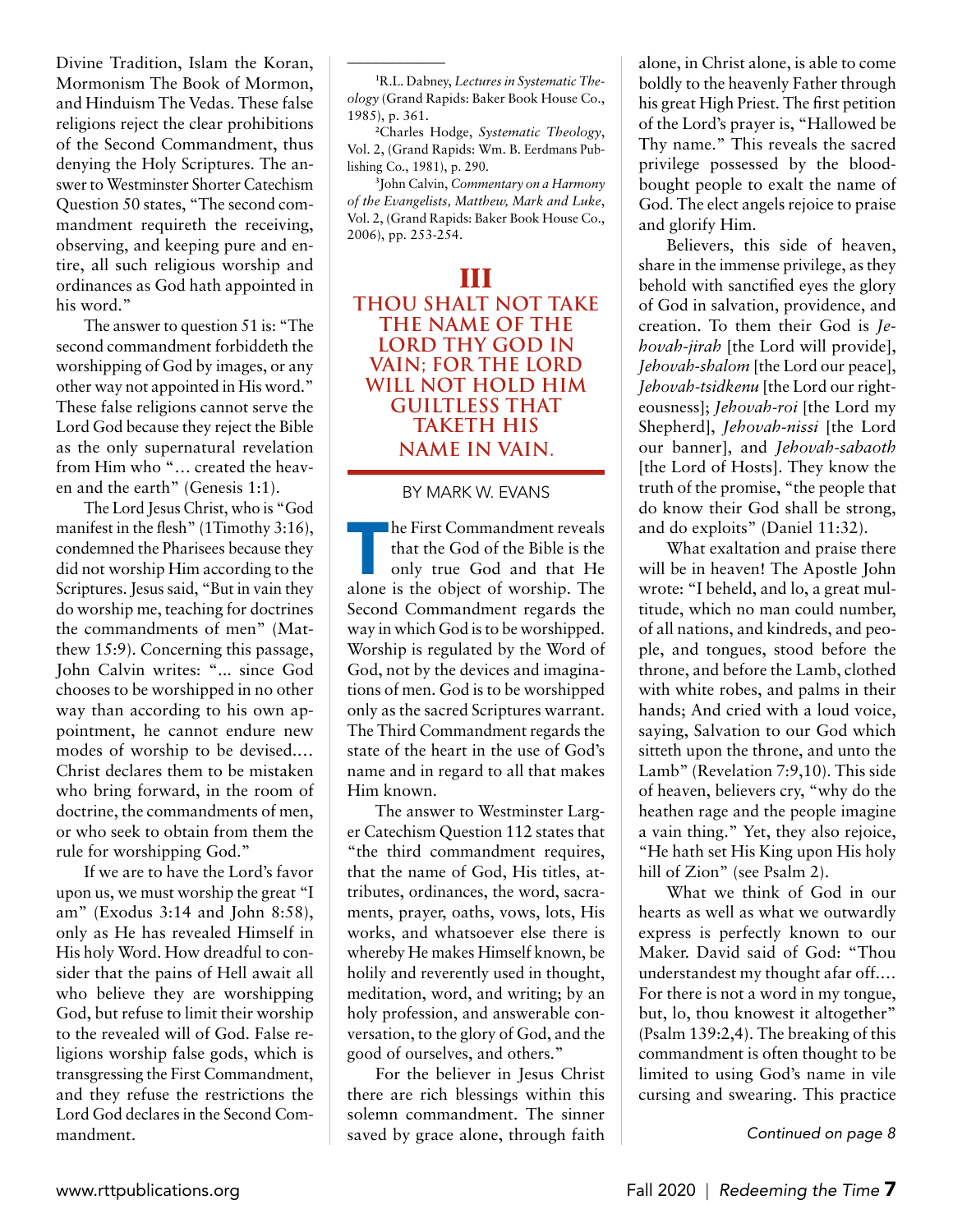Divine Tradition, Islam the Koran, Mormonism The Book of Mormon, and Hinduism The Vedas. These false religions reject the clear prohibitions of the Second Commandment, thus denying the Holy Scriptures. The answer to Westminster Shorter Catechism Question 50 states, "The second commandment requireth the receiving, observing, and keeping pure and entire, all such religious worship and ordinances as God hath appointed in his word."

The answer to question 51 is: "The second commandment forbiddeth the worshipping of God by images, or any other way not appointed in His word." These false religions cannot serve the Lord God because they reject the Bible as the only supernatural revelation from Him who "… created the heaven and the earth" (Genesis 1:1).

The Lord Jesus Christ, who is "God manifest in the flesh" (1Timothy 3:16), condemned the Pharisees because they did not worship Him according to the Scriptures. Jesus said, "But in vain they do worship me, teaching for doctrines the commandments of men" (Matthew 15:9). Concerning this passage, John Calvin writes: "… since God chooses to be worshipped in no other way than according to his own appointment, he cannot endure new modes of worship to be devised.… Christ declares them to be mistaken who bring forward, in the room of doctrine, the commandments of men, or who seek to obtain from them the rule for worshipping God."

If we are to have the Lord's favor upon us, we must worship the great "I am" (Exodus 3:14 and John 8:58), only as He has revealed Himself in His holy Word. How dreadful to consider that the pains of Hell await all who believe they are worshipping God, but refuse to limit their worship to the revealed will of God. False religions worship false gods, which is transgressing the First Commandment, and they refuse the restrictions the Lord God declares in the Second Commandment.

---

[1]R.L. Dabney, *Lectures in Systematic Theology* (Grand Rapids: Baker Book House Co., 1985), p. 361.

[2]Charles Hodge, *Systematic Theology*, Vol. 2, (Grand Rapids: Wm. B. Eerdmans Publishing Co., 1981), p. 290.

[3]John Calvin, *Commentary on a Harmony of the Evangelists, Matthew, Mark and Luke*, Vol. 2, (Grand Rapids: Baker Book House Co., 2006), pp. 253-254.

# III

## THOU SHALT NOT TAKE THE NAME OF THE LORD THY GOD IN VAIN; FOR THE LORD WILL NOT HOLD HIM GUILTLESS THAT TAKETH HIS NAME IN VAIN.

BY MARK W. EVANS

The First Commandment reveals that the God of the Bible is the only true God and that He alone is the object of worship. The Second Commandment regards the way in which God is to be worshipped. Worship is regulated by the Word of God, not by the devices and imaginations of men. God is to be worshipped only as the sacred Scriptures warrant. The Third Commandment regards the state of the heart in the use of God's name and in regard to all that makes Him known.

The answer to Westminster Larger Catechism Question 112 states that "the third commandment requires, that the name of God, His titles, attributes, ordinances, the word, sacraments, prayer, oaths, vows, lots, His works, and whatsoever else there is whereby He makes Himself known, be holily and reverently used in thought, meditation, word, and writing; by an holy profession, and answerable conversation, to the glory of God, and the good of ourselves, and others."

For the believer in Jesus Christ there are rich blessings within this solemn commandment. The sinner saved by grace alone, through faith alone, in Christ alone, is able to come boldly to the heavenly Father through his great High Priest. The first petition of the Lord's prayer is, "Hallowed be Thy name." This reveals the sacred privilege possessed by the blood-bought people to exalt the name of God. The elect angels rejoice to praise and glorify Him.

Believers, this side of heaven, share in the immense privilege, as they behold with sanctified eyes the glory of God in salvation, providence, and creation. To them their God is *Jehovah-jirah* [the Lord will provide], *Jehovah-shalom* [the Lord our peace], *Jehovah-tsidkenu* [the Lord our righteousness]; *Jehovah-roi* [the Lord my Shepherd], *Jehovah-nissi* [the Lord our banner], and *Jehovah-sabaoth* [the Lord of Hosts]. They know the truth of the promise, "the people that do know their God shall be strong, and do exploits" (Daniel 11:32).

What exaltation and praise there will be in heaven! The Apostle John wrote: "I beheld, and lo, a great multitude, which no man could number, of all nations, and kindreds, and people, and tongues, stood before the throne, and before the Lamb, clothed with white robes, and palms in their hands; And cried with a loud voice, saying, Salvation to our God which sitteth upon the throne, and unto the Lamb" (Revelation 7:9,10). This side of heaven, believers cry, "why do the heathen rage and the people imagine a vain thing." Yet, they also rejoice, "He hath set His King upon His holy hill of Zion" (see Psalm 2).

What we think of God in our hearts as well as what we outwardly express is perfectly known to our Maker. David said of God: "Thou understandest my thought afar off.… For there is not a word in my tongue, but, lo, thou knowest it altogether" (Psalm 139:2,4). The breaking of this commandment is often thought to be limited to using God's name in vile cursing and swearing. This practice

*Continued on page 8*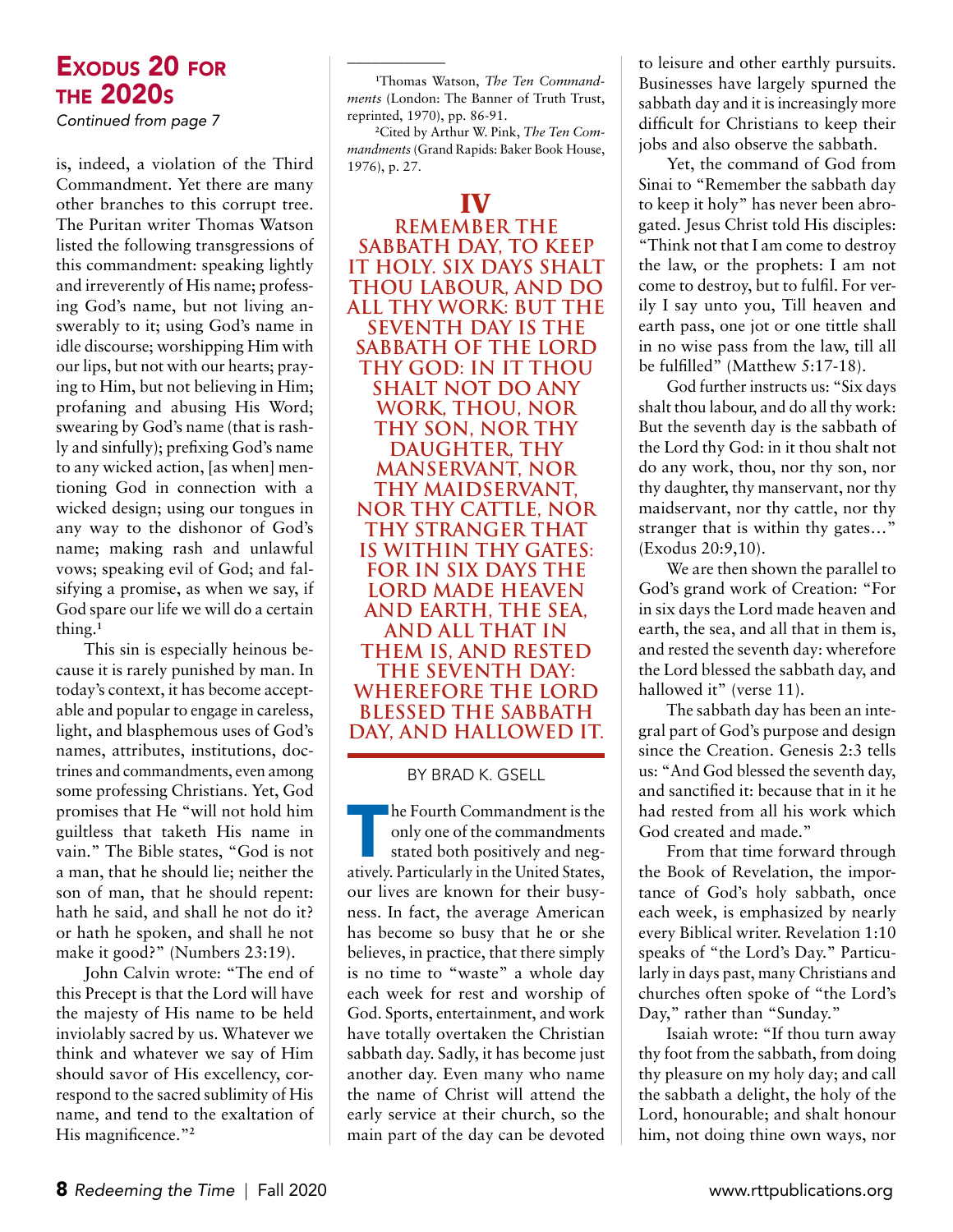## Exodus 20 for the 2020s

*Continued from page 7*

is, indeed, a violation of the Third Commandment. Yet there are many other branches to this corrupt tree. The Puritan writer Thomas Watson listed the following transgressions of this commandment: speaking lightly and irreverently of His name; professing God's name, but not living answerably to it; using God's name in idle discourse; worshipping Him with our lips, but not with our hearts; praying to Him, but not believing in Him; profaning and abusing His Word; swearing by God's name (that is rashly and sinfully); prefixing God's name to any wicked action, [as when] mentioning God in connection with a wicked design; using our tongues in any way to the dishonor of God's name; making rash and unlawful vows; speaking evil of God; and falsifying a promise, as when we say, if God spare our life we will do a certain thing.[1]

This sin is especially heinous because it is rarely punished by man. In today's context, it has become acceptable and popular to engage in careless, light, and blasphemous uses of God's names, attributes, institutions, doctrines and commandments, even among some professing Christians. Yet, God promises that He "will not hold him guiltless that taketh His name in vain." The Bible states, "God is not a man, that he should lie; neither the son of man, that he should repent: hath he said, and shall he not do it? or hath he spoken, and shall he not make it good?" (Numbers 23:19).

John Calvin wrote: "The end of this Precept is that the Lord will have the majesty of His name to be held inviolably sacred by us. Whatever we think and whatever we say of Him should savor of His excellency, correspond to the sacred sublimity of His name, and tend to the exaltation of His magnificence."[2]

---

[1]Thomas Watson, *The Ten Commandments* (London: The Banner of Truth Trust, reprinted, 1970), pp. 86-91.

[2]Cited by Arthur W. Pink, *The Ten Commandments* (Grand Rapids: Baker Book House, 1976), p. 27.

## IV

### REMEMBER THE SABBATH DAY, TO KEEP IT HOLY. SIX DAYS SHALT THOU LABOUR, AND DO ALL THY WORK: BUT THE SEVENTH DAY IS THE SABBATH OF THE LORD THY GOD: IN IT THOU SHALT NOT DO ANY WORK, THOU, NOR THY SON, NOR THY DAUGHTER, THY MANSERVANT, NOR THY MAIDSERVANT, NOR THY CATTLE, NOR THY STRANGER THAT IS WITHIN THY GATES: FOR IN SIX DAYS THE LORD MADE HEAVEN AND EARTH, THE SEA, AND ALL THAT IN THEM IS, AND RESTED THE SEVENTH DAY: WHEREFORE THE LORD BLESSED THE SABBATH DAY, AND HALLOWED IT.

BY BRAD K. GSELL

The Fourth Commandment is the only one of the commandments stated both positively and negatively. Particularly in the United States, our lives are known for their busyness. In fact, the average American has become so busy that he or she believes, in practice, that there simply is no time to "waste" a whole day each week for rest and worship of God. Sports, entertainment, and work have totally overtaken the Christian sabbath day. Sadly, it has become just another day. Even many who name the name of Christ will attend the early service at their church, so the main part of the day can be devoted to leisure and other earthly pursuits. Businesses have largely spurned the sabbath day and it is increasingly more difficult for Christians to keep their jobs and also observe the sabbath.

Yet, the command of God from Sinai to "Remember the sabbath day to keep it holy" has never been abrogated. Jesus Christ told His disciples: "Think not that I am come to destroy the law, or the prophets: I am not come to destroy, but to fulfil. For verily I say unto you, Till heaven and earth pass, one jot or one tittle shall in no wise pass from the law, till all be fulfilled" (Matthew 5:17-18).

God further instructs us: "Six days shalt thou labour, and do all thy work: But the seventh day is the sabbath of the Lord thy God: in it thou shalt not do any work, thou, nor thy son, nor thy daughter, thy manservant, nor thy maidservant, nor thy cattle, nor thy stranger that is within thy gates…" (Exodus 20:9,10).

We are then shown the parallel to God's grand work of Creation: "For in six days the Lord made heaven and earth, the sea, and all that in them is, and rested the seventh day: wherefore the Lord blessed the sabbath day, and hallowed it" (verse 11).

The sabbath day has been an integral part of God's purpose and design since the Creation. Genesis 2:3 tells us: "And God blessed the seventh day, and sanctified it: because that in it he had rested from all his work which God created and made."

From that time forward through the Book of Revelation, the importance of God's holy sabbath, once each week, is emphasized by nearly every Biblical writer. Revelation 1:10 speaks of "the Lord's Day." Particularly in days past, many Christians and churches often spoke of "the Lord's Day," rather than "Sunday."

Isaiah wrote: "If thou turn away thy foot from the sabbath, from doing thy pleasure on my holy day; and call the sabbath a delight, the holy of the Lord, honourable; and shalt honour him, not doing thine own ways, nor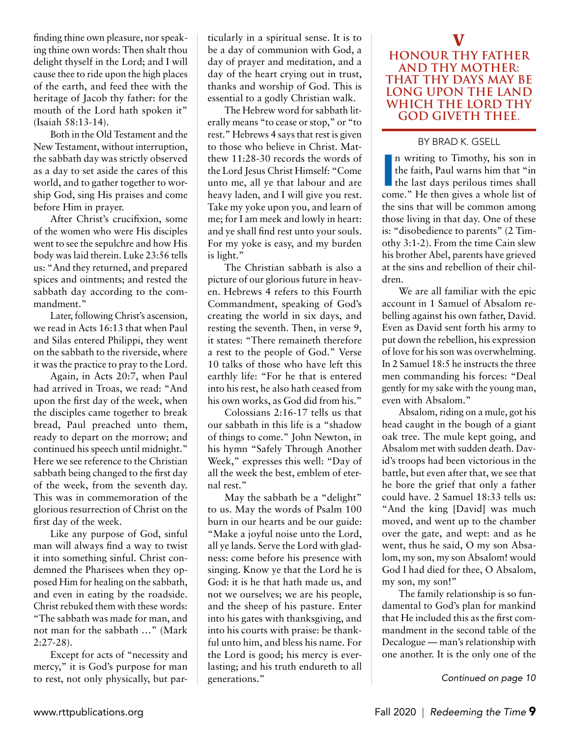finding thine own pleasure, nor speaking thine own words: Then shalt thou delight thyself in the Lord; and I will cause thee to ride upon the high places of the earth, and feed thee with the heritage of Jacob thy father: for the mouth of the Lord hath spoken it" (Isaiah 58:13-14).

Both in the Old Testament and the New Testament, without interruption, the sabbath day was strictly observed as a day to set aside the cares of this world, and to gather together to worship God, sing His praises and come before Him in prayer.

After Christ's crucifixion, some of the women who were His disciples went to see the sepulchre and how His body was laid therein. Luke 23:56 tells us: "And they returned, and prepared spices and ointments; and rested the sabbath day according to the commandment."

Later, following Christ's ascension, we read in Acts 16:13 that when Paul and Silas entered Philippi, they went on the sabbath to the riverside, where it was the practice to pray to the Lord.

Again, in Acts 20:7, when Paul had arrived in Troas, we read: "And upon the first day of the week, when the disciples came together to break bread, Paul preached unto them, ready to depart on the morrow; and continued his speech until midnight." Here we see reference to the Christian sabbath being changed to the first day of the week, from the seventh day. This was in commemoration of the glorious resurrection of Christ on the first day of the week.

Like any purpose of God, sinful man will always find a way to twist it into something sinful. Christ condemned the Pharisees when they opposed Him for healing on the sabbath, and even in eating by the roadside. Christ rebuked them with these words: "The sabbath was made for man, and not man for the sabbath …" (Mark 2:27-28).

Except for acts of "necessity and mercy," it is God's purpose for man to rest, not only physically, but particularly in a spiritual sense. It is to be a day of communion with God, a day of prayer and meditation, and a day of the heart crying out in trust, thanks and worship of God. This is essential to a godly Christian walk.

The Hebrew word for sabbath literally means "to cease or stop," or "to rest." Hebrews 4 says that rest is given to those who believe in Christ. Matthew 11:28-30 records the words of the Lord Jesus Christ Himself: "Come unto me, all ye that labour and are heavy laden, and I will give you rest. Take my yoke upon you, and learn of me; for I am meek and lowly in heart: and ye shall find rest unto your souls. For my yoke is easy, and my burden is light."

The Christian sabbath is also a picture of our glorious future in heaven. Hebrews 4 refers to this Fourth Commandment, speaking of God's creating the world in six days, and resting the seventh. Then, in verse 9, it states: "There remaineth therefore a rest to the people of God." Verse 10 talks of those who have left this earthly life: "For he that is entered into his rest, he also hath ceased from his own works, as God did from his."

Colossians 2:16-17 tells us that our sabbath in this life is a "shadow of things to come." John Newton, in his hymn "Safely Through Another Week," expresses this well: "Day of all the week the best, emblem of eternal rest."

May the sabbath be a "delight" to us. May the words of Psalm 100 burn in our hearts and be our guide: "Make a joyful noise unto the Lord, all ye lands. Serve the Lord with gladness: come before his presence with singing. Know ye that the Lord he is God: it is he that hath made us, and not we ourselves; we are his people, and the sheep of his pasture. Enter into his gates with thanksgiving, and into his courts with praise: be thankful unto him, and bless his name. For the Lord is good; his mercy is everlasting; and his truth endureth to all generations."

## V
## HONOUR THY FATHER AND THY MOTHER: THAT THY DAYS MAY BE LONG UPON THE LAND WHICH THE LORD THY GOD GIVETH THEE.

BY BRAD K. GSELL

In writing to Timothy, his son in the faith, Paul warns him that "in the last days perilous times shall come." He then gives a whole list of the sins that will be common among those living in that day. One of these is: "disobedience to parents" (2 Timothy 3:1-2). From the time Cain slew his brother Abel, parents have grieved at the sins and rebellion of their children.

We are all familiar with the epic account in 1 Samuel of Absalom rebelling against his own father, David. Even as David sent forth his army to put down the rebellion, his expression of love for his son was overwhelming. In 2 Samuel 18:5 he instructs the three men commanding his forces: "Deal gently for my sake with the young man, even with Absalom."

Absalom, riding on a mule, got his head caught in the bough of a giant oak tree. The mule kept going, and Absalom met with sudden death. David's troops had been victorious in the battle, but even after that, we see that he bore the grief that only a father could have. 2 Samuel 18:33 tells us: "And the king [David] was much moved, and went up to the chamber over the gate, and wept: and as he went, thus he said, O my son Absalom, my son, my son Absalom! would God I had died for thee, O Absalom, my son, my son!"

The family relationship is so fundamental to God's plan for mankind that He included this as the first commandment in the second table of the Decalogue — man's relationship with one another. It is the only one of the

*Continued on page 10*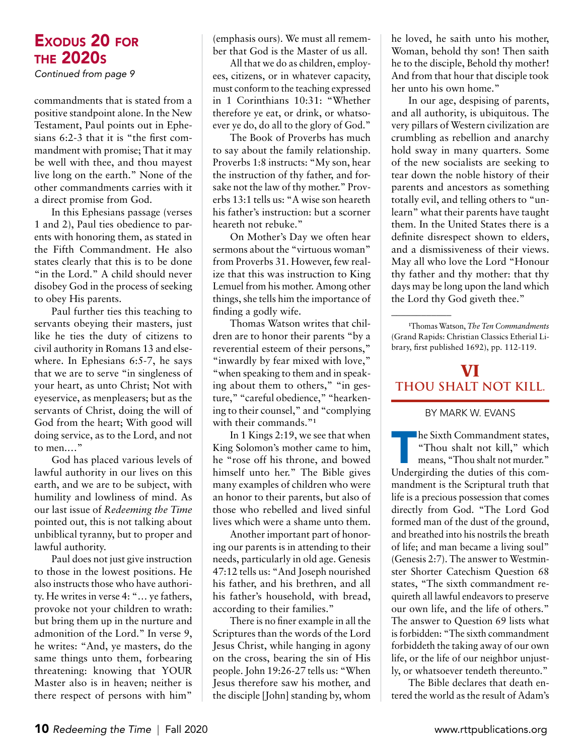## Exodus 20 for the 2020s

*Continued from page 9*

commandments that is stated from a positive standpoint alone. In the New Testament, Paul points out in Ephesians 6:2-3 that it is "the first commandment with promise; That it may be well with thee, and thou mayest live long on the earth." None of the other commandments carries with it a direct promise from God.

In this Ephesians passage (verses 1 and 2), Paul ties obedience to parents with honoring them, as stated in the Fifth Commandment. He also states clearly that this is to be done "in the Lord." A child should never disobey God in the process of seeking to obey His parents.

Paul further ties this teaching to servants obeying their masters, just like he ties the duty of citizens to civil authority in Romans 13 and elsewhere. In Ephesians 6:5-7, he says that we are to serve "in singleness of your heart, as unto Christ; Not with eyeservice, as menpleasers; but as the servants of Christ, doing the will of God from the heart; With good will doing service, as to the Lord, and not to men...."

God has placed various levels of lawful authority in our lives on this earth, and we are to be subject, with humility and lowliness of mind. As our last issue of *Redeeming the Time* pointed out, this is not talking about unbiblical tyranny, but to proper and lawful authority.

Paul does not just give instruction to those in the lowest positions. He also instructs those who have authority. He writes in verse 4: "... ye fathers, provoke not your children to wrath: but bring them up in the nurture and admonition of the Lord." In verse 9, he writes: "And, ye masters, do the same things unto them, forbearing threatening: knowing that YOUR Master also is in heaven; neither is there respect of persons with him" (emphasis ours). We must all remember that God is the Master of us all.

All that we do as children, employees, citizens, or in whatever capacity, must conform to the teaching expressed in 1 Corinthians 10:31: "Whether therefore ye eat, or drink, or whatsoever ye do, do all to the glory of God."

The Book of Proverbs has much to say about the family relationship. Proverbs 1:8 instructs: "My son, hear the instruction of thy father, and forsake not the law of thy mother." Proverbs 13:1 tells us: "A wise son heareth his father's instruction: but a scorner heareth not rebuke."

On Mother's Day we often hear sermons about the "virtuous woman" from Proverbs 31. However, few realize that this was instruction to King Lemuel from his mother. Among other things, she tells him the importance of finding a godly wife.

Thomas Watson writes that children are to honor their parents "by a reverential esteem of their persons," "inwardly by fear mixed with love," "when speaking to them and in speaking about them to others," "in gesture," "careful obedience," "hearkening to their counsel," and "complying with their commands."[1]

In 1 Kings 2:19, we see that when King Solomon's mother came to him, he "rose off his throne, and bowed himself unto her." The Bible gives many examples of children who were an honor to their parents, but also of those who rebelled and lived sinful lives which were a shame unto them.

Another important part of honoring our parents is in attending to their needs, particularly in old age. Genesis 47:12 tells us: "And Joseph nourished his father, and his brethren, and all his father's household, with bread, according to their families."

There is no finer example in all the Scriptures than the words of the Lord Jesus Christ, while hanging in agony on the cross, bearing the sin of His people. John 19:26-27 tells us: "When Jesus therefore saw his mother, and the disciple [John] standing by, whom he loved, he saith unto his mother, Woman, behold thy son! Then saith he to the disciple, Behold thy mother! And from that hour that disciple took her unto his own home."

In our age, despising of parents, and all authority, is ubiquitous. The very pillars of Western civilization are crumbling as rebellion and anarchy hold sway in many quarters. Some of the new socialists are seeking to tear down the noble history of their parents and ancestors as something totally evil, and telling others to "unlearn" what their parents have taught them. In the United States there is a definite disrespect shown to elders, and a dismissiveness of their views. May all who love the Lord "Honour thy father and thy mother: that thy days may be long upon the land which the Lord thy God giveth thee."

---

[1]Thomas Watson, *The Ten Commandments* (Grand Rapids: Christian Classics Etherial Library, first published 1692), pp. 112-119.

## VI
## Thou Shalt Not Kill.

By Mark W. Evans

The Sixth Commandment states, "Thou shalt not kill," which means, "Thou shalt not murder." Undergirding the duties of this commandment is the Scriptural truth that life is a precious possession that comes directly from God. "The Lord God formed man of the dust of the ground, and breathed into his nostrils the breath of life; and man became a living soul" (Genesis 2:7). The answer to Westminster Shorter Catechism Question 68 states, "The sixth commandment requireth all lawful endeavors to preserve our own life, and the life of others." The answer to Question 69 lists what is forbidden: "The sixth commandment forbiddeth the taking away of our own life, or the life of our neighbor unjustly, or whatsoever tendeth thereunto."

The Bible declares that death entered the world as the result of Adam's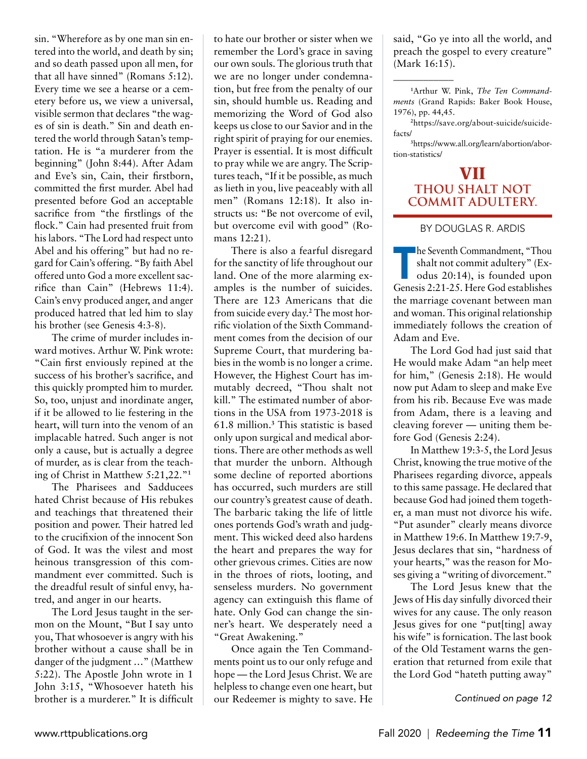sin. "Wherefore as by one man sin entered into the world, and death by sin; and so death passed upon all men, for that all have sinned" (Romans 5:12). Every time we see a hearse or a cemetery before us, we view a universal, visible sermon that declares "the wages of sin is death." Sin and death entered the world through Satan's temptation. He is "a murderer from the beginning" (John 8:44). After Adam and Eve's sin, Cain, their firstborn, committed the first murder. Abel had presented before God an acceptable sacrifice from "the firstlings of the flock." Cain had presented fruit from his labors. "The Lord had respect unto Abel and his offering" but had no regard for Cain's offering. "By faith Abel offered unto God a more excellent sacrifice than Cain" (Hebrews 11:4). Cain's envy produced anger, and anger produced hatred that led him to slay his brother (see Genesis 4:3-8).

The crime of murder includes inward motives. Arthur W. Pink wrote: "Cain first enviously repined at the success of his brother's sacrifice, and this quickly prompted him to murder. So, too, unjust and inordinate anger, if it be allowed to lie festering in the heart, will turn into the venom of an implacable hatred. Such anger is not only a cause, but is actually a degree of murder, as is clear from the teaching of Christ in Matthew 5:21,22."[1]

The Pharisees and Sadducees hated Christ because of His rebukes and teachings that threatened their position and power. Their hatred led to the crucifixion of the innocent Son of God. It was the vilest and most heinous transgression of this commandment ever committed. Such is the dreadful result of sinful envy, hatred, and anger in our hearts.

The Lord Jesus taught in the sermon on the Mount, "But I say unto you, That whosoever is angry with his brother without a cause shall be in danger of the judgment ..." (Matthew 5:22). The Apostle John wrote in 1 John 3:15, "Whosoever hateth his brother is a murderer." It is difficult to hate our brother or sister when we remember the Lord's grace in saving our own souls. The glorious truth that we are no longer under condemnation, but free from the penalty of our sin, should humble us. Reading and memorizing the Word of God also keeps us close to our Savior and in the right spirit of praying for our enemies. Prayer is essential. It is most difficult to pray while we are angry. The Scriptures teach, "If it be possible, as much as lieth in you, live peaceably with all men" (Romans 12:18). It also instructs us: "Be not overcome of evil, but overcome evil with good" (Romans 12:21).

There is also a fearful disregard for the sanctity of life throughout our land. One of the more alarming examples is the number of suicides. There are 123 Americans that die from suicide every day.[2] The most horrific violation of the Sixth Commandment comes from the decision of our Supreme Court, that murdering babies in the womb is no longer a crime. However, the Highest Court has immutably decreed, "Thou shalt not kill." The estimated number of abortions in the USA from 1973-2018 is 61.8 million.[3] This statistic is based only upon surgical and medical abortions. There are other methods as well that murder the unborn. Although some decline of reported abortions has occurred, such murders are still our country's greatest cause of death. The barbaric taking the life of little ones portends God's wrath and judgment. This wicked deed also hardens the heart and prepares the way for other grievous crimes. Cities are now in the throes of riots, looting, and senseless murders. No government agency can extinguish this flame of hate. Only God can change the sinner's heart. We desperately need a "Great Awakening."

Once again the Ten Commandments point us to our only refuge and hope — the Lord Jesus Christ. We are helpless to change even one heart, but our Redeemer is mighty to save. He said, "Go ye into all the world, and preach the gospel to every creature" (Mark 16:15).

---

[1]Arthur W. Pink, *The Ten Commandments* (Grand Rapids: Baker Book House, 1976), pp. 44,45.

[2]https://save.org/about-suicide/suicide-facts/

[3]https://www.all.org/learn/abortion/abortion-statistics/

# VII
## THOU SHALT NOT COMMIT ADULTERY.

BY DOUGLAS R. ARDIS

The Seventh Commandment, "Thou shalt not commit adultery" (Exodus 20:14), is founded upon Genesis 2:21-25. Here God establishes the marriage covenant between man and woman. This original relationship immediately follows the creation of Adam and Eve.

The Lord God had just said that He would make Adam "an help meet for him," (Genesis 2:18). He would now put Adam to sleep and make Eve from his rib. Because Eve was made from Adam, there is a leaving and cleaving forever — uniting them before God (Genesis 2:24).

In Matthew 19:3-5, the Lord Jesus Christ, knowing the true motive of the Pharisees regarding divorce, appeals to this same passage. He declared that because God had joined them together, a man must not divorce his wife. "Put asunder" clearly means divorce in Matthew 19:6. In Matthew 19:7-9, Jesus declares that sin, "hardness of your hearts," was the reason for Moses giving a "writing of divorcement."

The Lord Jesus knew that the Jews of His day sinfully divorced their wives for any cause. The only reason Jesus gives for one "put[ting] away his wife" is fornication. The last book of the Old Testament warns the generation that returned from exile that the Lord God "hateth putting away"

*Continued on page 12*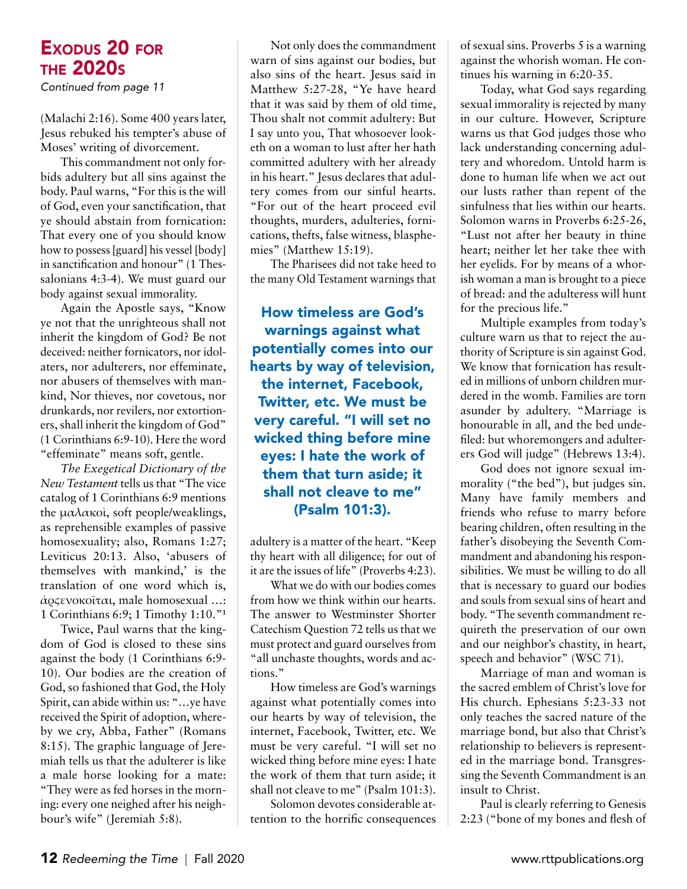## Exodus 20 for the 2020s

*Continued from page 11*

(Malachi 2:16). Some 400 years later, Jesus rebuked his tempter's abuse of Moses' writing of divorcement.

This commandment not only forbids adultery but all sins against the body. Paul warns, "For this is the will of God, even your sanctification, that ye should abstain from fornication: That every one of you should know how to possess [guard] his vessel [body] in sanctification and honour" (1 Thessalonians 4:3-4). We must guard our body against sexual immorality.

Again the Apostle says, "Know ye not that the unrighteous shall not inherit the kingdom of God? Be not deceived: neither fornicators, nor idolaters, nor adulterers, nor effeminate, nor abusers of themselves with mankind, Nor thieves, nor covetous, nor drunkards, nor revilers, nor extortioners, shall inherit the kingdom of God" (1 Corinthians 6:9-10). Here the word "effeminate" means soft, gentle.

*The Exegetical Dictionary of the New Testament* tells us that "The vice catalog of 1 Corinthians 6:9 mentions the μαλακοὶ, soft people/weaklings, as reprehensible examples of passive homosexuality; also, Romans 1:27; Leviticus 20:13. Also, 'abusers of themselves with mankind,' is the translation of one word which is, ἀρσενοκοῖται, male homosexual …: 1 Corinthians 6:9; 1 Timothy 1:10."[1]

Twice, Paul warns that the kingdom of God is closed to these sins against the body (1 Corinthians 6:9-10). Our bodies are the creation of God, so fashioned that God, the Holy Spirit, can abide within us: "…ye have received the Spirit of adoption, whereby we cry, Abba, Father" (Romans 8:15). The graphic language of Jeremiah tells us that the adulterer is like a male horse looking for a mate: "They were as fed horses in the morning: every one neighed after his neighbour's wife" (Jeremiah 5:8).

Not only does the commandment warn of sins against our bodies, but also sins of the heart. Jesus said in Matthew 5:27-28, "Ye have heard that it was said by them of old time, Thou shalt not commit adultery: But I say unto you, That whosoever looketh on a woman to lust after her hath committed adultery with her already in his heart." Jesus declares that adultery comes from our sinful hearts. "For out of the heart proceed evil thoughts, murders, adulteries, fornications, thefts, false witness, blasphemies" (Matthew 15:19).

The Pharisees did not take heed to the many Old Testament warnings that adultery is a matter of the heart. "Keep thy heart with all diligence; for out of it are the issues of life" (Proverbs 4:23).

> **How timeless are God's warnings against what potentially comes into our hearts by way of television, the internet, Facebook, Twitter, etc. We must be very careful. "I will set no wicked thing before mine eyes: I hate the work of them that turn aside; it shall not cleave to me" (Psalm 101:3).**

What we do with our bodies comes from how we think within our hearts. The answer to Westminster Shorter Catechism Question 72 tells us that we must protect and guard ourselves from "all unchaste thoughts, words and actions."

How timeless are God's warnings against what potentially comes into our hearts by way of television, the internet, Facebook, Twitter, etc. We must be very careful. "I will set no wicked thing before mine eyes: I hate the work of them that turn aside; it shall not cleave to me" (Psalm 101:3).

Solomon devotes considerable attention to the horrific consequences of sexual sins. Proverbs 5 is a warning against the whorish woman. He continues his warning in 6:20-35.

Today, what God says regarding sexual immorality is rejected by many in our culture. However, Scripture warns us that God judges those who lack understanding concerning adultery and whoredom. Untold harm is done to human life when we act out our lusts rather than repent of the sinfulness that lies within our hearts. Solomon warns in Proverbs 6:25-26, "Lust not after her beauty in thine heart; neither let her take thee with her eyelids. For by means of a whorish woman a man is brought to a piece of bread: and the adulteress will hunt for the precious life."

Multiple examples from today's culture warn us that to reject the authority of Scripture is sin against God. We know that fornication has resulted in millions of unborn children murdered in the womb. Families are torn asunder by adultery. "Marriage is honourable in all, and the bed undefiled: but whoremongers and adulterers God will judge" (Hebrews 13:4).

God does not ignore sexual immorality ("the bed"), but judges sin. Many have family members and friends who refuse to marry before bearing children, often resulting in the father's disobeying the Seventh Commandment and abandoning his responsibilities. We must be willing to do all that is necessary to guard our bodies and souls from sexual sins of heart and body. "The seventh commandment requireth the preservation of our own and our neighbor's chastity, in heart, speech and behavior" (WSC 71).

Marriage of man and woman is the sacred emblem of Christ's love for His church. Ephesians 5:23-33 not only teaches the sacred nature of the marriage bond, but also that Christ's relationship to believers is represented in the marriage bond. Transgressing the Seventh Commandment is an insult to Christ.

Paul is clearly referring to Genesis 2:23 ("bone of my bones and flesh of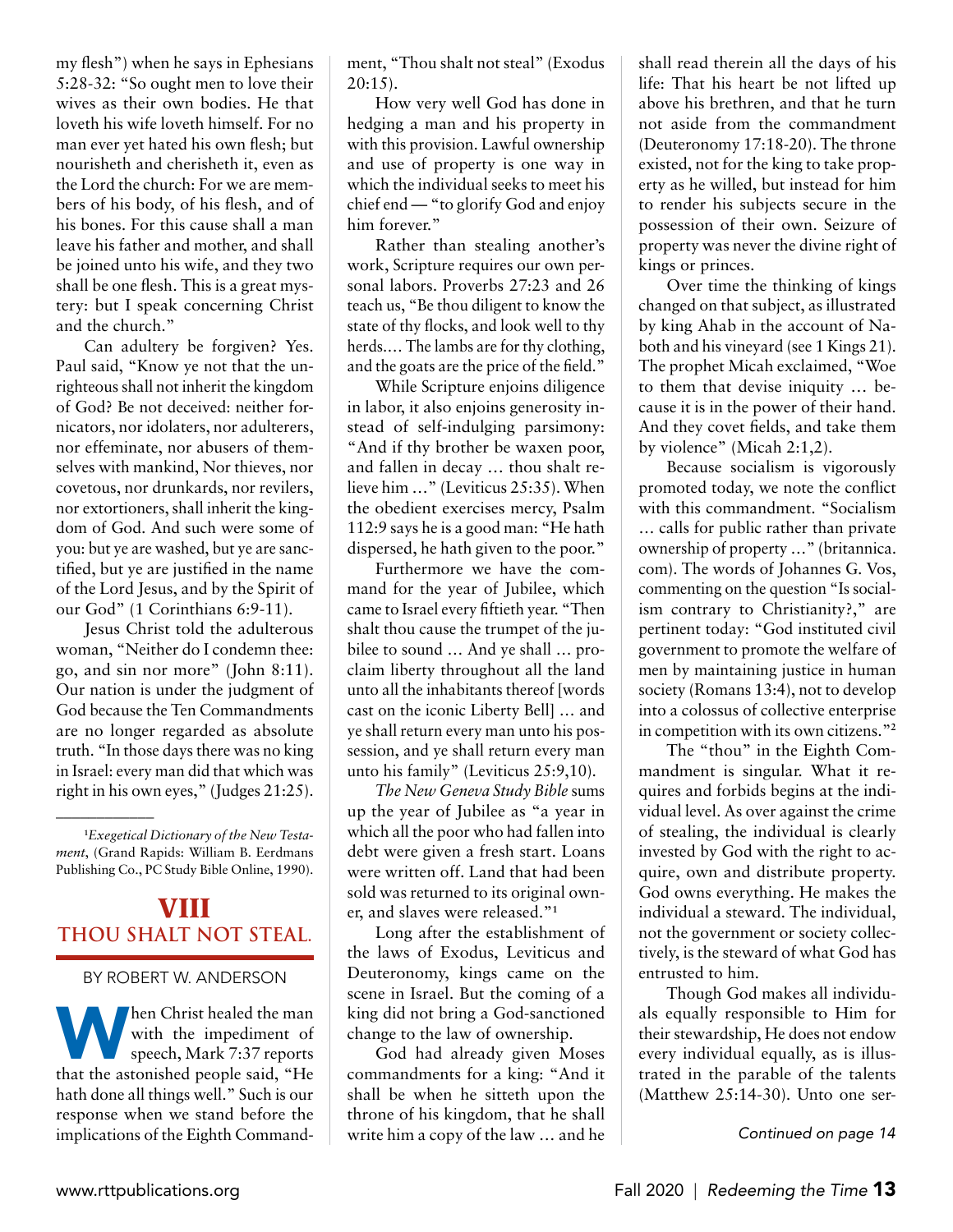my flesh") when he says in Ephesians 5:28-32: "So ought men to love their wives as their own bodies. He that loveth his wife loveth himself. For no man ever yet hated his own flesh; but nourisheth and cherisheth it, even as the Lord the church: For we are members of his body, of his flesh, and of his bones. For this cause shall a man leave his father and mother, and shall be joined unto his wife, and they two shall be one flesh. This is a great mystery: but I speak concerning Christ and the church."

Can adultery be forgiven? Yes. Paul said, "Know ye not that the unrighteous shall not inherit the kingdom of God? Be not deceived: neither fornicators, nor idolaters, nor adulterers, nor effeminate, nor abusers of themselves with mankind, Nor thieves, nor covetous, nor drunkards, nor revilers, nor extortioners, shall inherit the kingdom of God. And such were some of you: but ye are washed, but ye are sanctified, but ye are justified in the name of the Lord Jesus, and by the Spirit of our God" (1 Corinthians 6:9-11).

Jesus Christ told the adulterous woman, "Neither do I condemn thee: go, and sin no more" (John 8:11). Our nation is under the judgment of God because the Ten Commandments are no longer regarded as absolute truth. "In those days there was no king in Israel: every man did that which was right in his own eyes," (Judges 21:25).

---

[1] *Exegetical Dictionary of the New Testament*, (Grand Rapids: William B. Eerdmans Publishing Co., PC Study Bible Online, 1990).

# VIII
## THOU SHALT NOT STEAL.

BY ROBERT W. ANDERSON

When Christ healed the man with the impediment of speech, Mark 7:37 reports that the astonished people said, "He hath done all things well." Such is our response when we stand before the implications of the Eighth Commandment, "Thou shalt not steal" (Exodus 20:15).

How very well God has done in hedging a man and his property in with this provision. Lawful ownership and use of property is one way in which the individual seeks to meet his chief end — "to glorify God and enjoy him forever."

Rather than stealing another's work, Scripture requires our own personal labors. Proverbs 27:23 and 26 teach us, "Be thou diligent to know the state of thy flocks, and look well to thy herds.... The lambs are for thy clothing, and the goats are the price of the field."

While Scripture enjoins diligence in labor, it also enjoins generosity instead of self-indulging parsimony: "And if thy brother be waxen poor, and fallen in decay … thou shalt relieve him …" (Leviticus 25:35). When the obedient exercises mercy, Psalm 112:9 says he is a good man: "He hath dispersed, he hath given to the poor."

Furthermore we have the command for the year of Jubilee, which came to Israel every fiftieth year. "Then shalt thou cause the trumpet of the jubilee to sound … And ye shall … proclaim liberty throughout all the land unto all the inhabitants thereof [words cast on the iconic Liberty Bell] … and ye shall return every man unto his possession, and ye shall return every man unto his family" (Leviticus 25:9,10).

*The New Geneva Study Bible* sums up the year of Jubilee as "a year in which all the poor who had fallen into debt were given a fresh start. Loans were written off. Land that had been sold was returned to its original owner, and slaves were released."[1]

Long after the establishment of the laws of Exodus, Leviticus and Deuteronomy, kings came on the scene in Israel. But the coming of a king did not bring a God-sanctioned change to the law of ownership.

God had already given Moses commandments for a king: "And it shall be when he sitteth upon the throne of his kingdom, that he shall write him a copy of the law … and he shall read therein all the days of his life: That his heart be not lifted up above his brethren, and that he turn not aside from the commandment (Deuteronomy 17:18-20). The throne existed, not for the king to take property as he willed, but instead for him to render his subjects secure in the possession of their own. Seizure of property was never the divine right of kings or princes.

Over time the thinking of kings changed on that subject, as illustrated by king Ahab in the account of Naboth and his vineyard (see 1 Kings 21). The prophet Micah exclaimed, "Woe to them that devise iniquity … because it is in the power of their hand. And they covet fields, and take them by violence" (Micah 2:1,2).

Because socialism is vigorously promoted today, we note the conflict with this commandment. "Socialism … calls for public rather than private ownership of property …" (britannica.com). The words of Johannes G. Vos, commenting on the question "Is socialism contrary to Christianity?," are pertinent today: "God instituted civil government to promote the welfare of men by maintaining justice in human society (Romans 13:4), not to develop into a colossus of collective enterprise in competition with its own citizens."[2]

The "thou" in the Eighth Commandment is singular. What it requires and forbids begins at the individual level. As over against the crime of stealing, the individual is clearly invested by God with the right to acquire, own and distribute property. God owns everything. He makes the individual a steward. The individual, not the government or society collectively, is the steward of what God has entrusted to him.

Though God makes all individuals equally responsible to Him for their stewardship, He does not endow every individual equally, as is illustrated in the parable of the talents (Matthew 25:14-30). Unto one ser-

*Continued on page 14*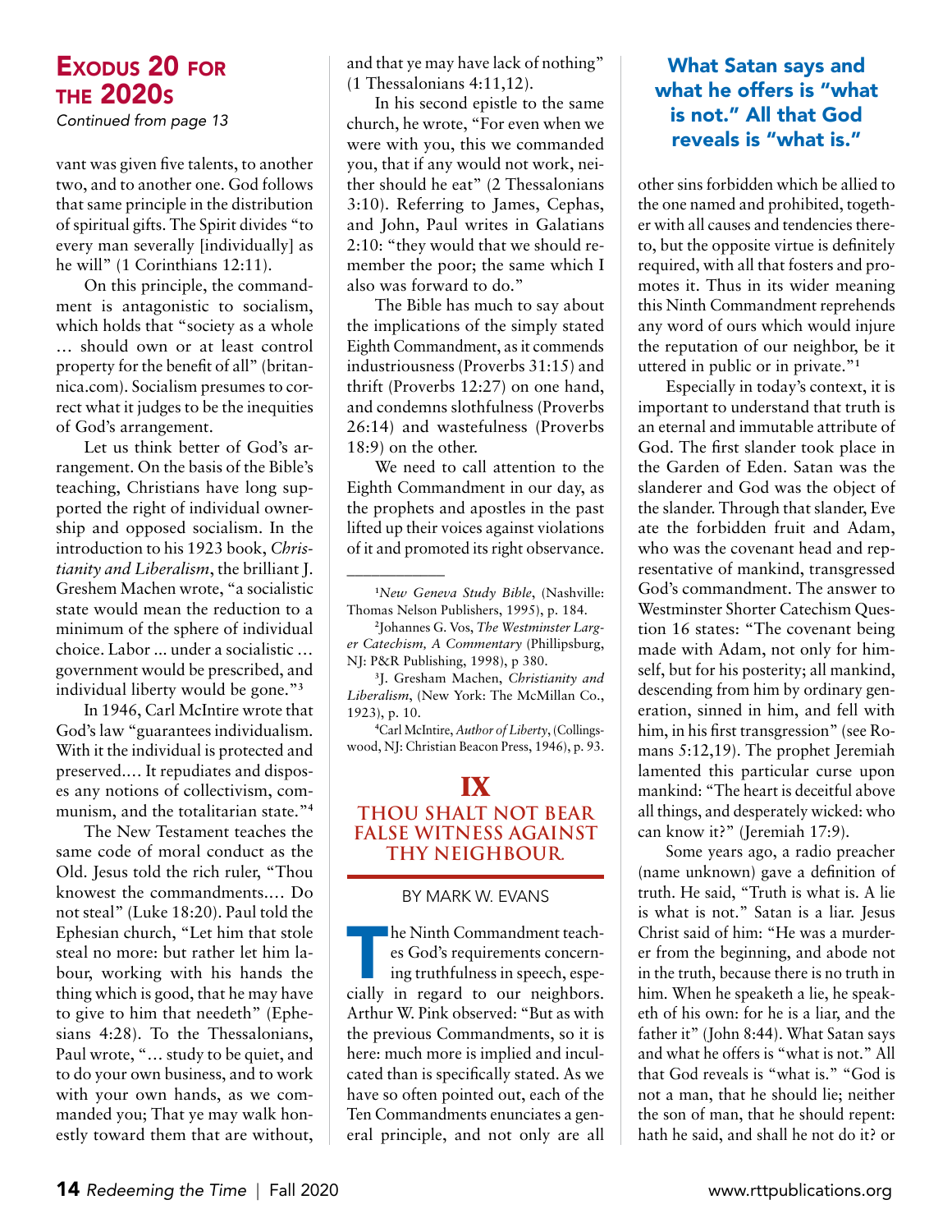## Exodus 20 for the 2020s

*Continued from page 13*

vant was given five talents, to another two, and to another one. God follows that same principle in the distribution of spiritual gifts. The Spirit divides "to every man severally [individually] as he will" (1 Corinthians 12:11).

On this principle, the commandment is antagonistic to socialism, which holds that "society as a whole … should own or at least control property for the benefit of all" (britannica.com). Socialism presumes to correct what it judges to be the inequities of God's arrangement.

Let us think better of God's arrangement. On the basis of the Bible's teaching, Christians have long supported the right of individual ownership and opposed socialism. In the introduction to his 1923 book, *Christianity and Liberalism*, the brilliant J. Greshem Machen wrote, "a socialistic state would mean the reduction to a minimum of the sphere of individual choice. Labor ... under a socialistic … government would be prescribed, and individual liberty would be gone."[3]

In 1946, Carl McIntire wrote that God's law "guarantees individualism. With it the individual is protected and preserved.… It repudiates and disposes any notions of collectivism, communism, and the totalitarian state."[4]

The New Testament teaches the same code of moral conduct as the Old. Jesus told the rich ruler, "Thou knowest the commandments.… Do not steal" (Luke 18:20). Paul told the Ephesian church, "Let him that stole steal no more: but rather let him labour, working with his hands the thing which is good, that he may have to give to him that needeth" (Ephesians 4:28). To the Thessalonians, Paul wrote, "… study to be quiet, and to do your own business, and to work with your own hands, as we commanded you; That ye may walk honestly toward them that are without, and that ye may have lack of nothing" (1 Thessalonians 4:11,12).

In his second epistle to the same church, he wrote, "For even when we were with you, this we commanded you, that if any would not work, neither should he eat" (2 Thessalonians 3:10). Referring to James, Cephas, and John, Paul writes in Galatians 2:10: "they would that we should remember the poor; the same which I also was forward to do."

The Bible has much to say about the implications of the simply stated Eighth Commandment, as it commends industriousness (Proverbs 31:15) and thrift (Proverbs 12:27) on one hand, and condemns slothfulness (Proverbs 26:14) and wastefulness (Proverbs 18:9) on the other.

We need to call attention to the Eighth Commandment in our day, as the prophets and apostles in the past lifted up their voices against violations of it and promoted its right observance.

---

[1]*New Geneva Study Bible*, (Nashville: Thomas Nelson Publishers, 1995), p. 184.

[2]Johannes G. Vos, *The Westminster Larger Catechism, A Commentary* (Phillipsburg, NJ: P&R Publishing, 1998), p 380.

[3]J. Gresham Machen, *Christianity and Liberalism*, (New York: The McMillan Co., 1923), p. 10.

[4]Carl McIntire, *Author of Liberty*, (Collingswood, NJ: Christian Beacon Press, 1946), p. 93.

## IX

### Thou shalt not bear false witness against thy neighbour.

BY MARK W. EVANS

The Ninth Commandment teaches God's requirements concerning truthfulness in speech, especially in regard to our neighbors. Arthur W. Pink observed: "But as with the previous Commandments, so it is here: much more is implied and inculcated than is specifically stated. As we have so often pointed out, each of the Ten Commandments enunciates a general principle, and not only are all other sins forbidden which be allied to the one named and prohibited, together with all causes and tendencies thereto, but the opposite virtue is definitely required, with all that fosters and promotes it. Thus in its wider meaning this Ninth Commandment reprehends any word of ours which would injure the reputation of our neighbor, be it uttered in public or in private."[1]

**What Satan says and what he offers is "what is not." All that God reveals is "what is."**

Especially in today's context, it is important to understand that truth is an eternal and immutable attribute of God. The first slander took place in the Garden of Eden. Satan was the slanderer and God was the object of the slander. Through that slander, Eve ate the forbidden fruit and Adam, who was the covenant head and representative of mankind, transgressed God's commandment. The answer to Westminster Shorter Catechism Question 16 states: "The covenant being made with Adam, not only for himself, but for his posterity; all mankind, descending from him by ordinary generation, sinned in him, and fell with him, in his first transgression" (see Romans 5:12,19). The prophet Jeremiah lamented this particular curse upon mankind: "The heart is deceitful above all things, and desperately wicked: who can know it?" (Jeremiah 17:9).

Some years ago, a radio preacher (name unknown) gave a definition of truth. He said, "Truth is what is. A lie is what is not." Satan is a liar. Jesus Christ said of him: "He was a murderer from the beginning, and abode not in the truth, because there is no truth in him. When he speaketh a lie, he speaketh of his own: for he is a liar, and the father it" (John 8:44). What Satan says and what he offers is "what is not." All that God reveals is "what is." "God is not a man, that he should lie; neither the son of man, that he should repent: hath he said, and shall he not do it? or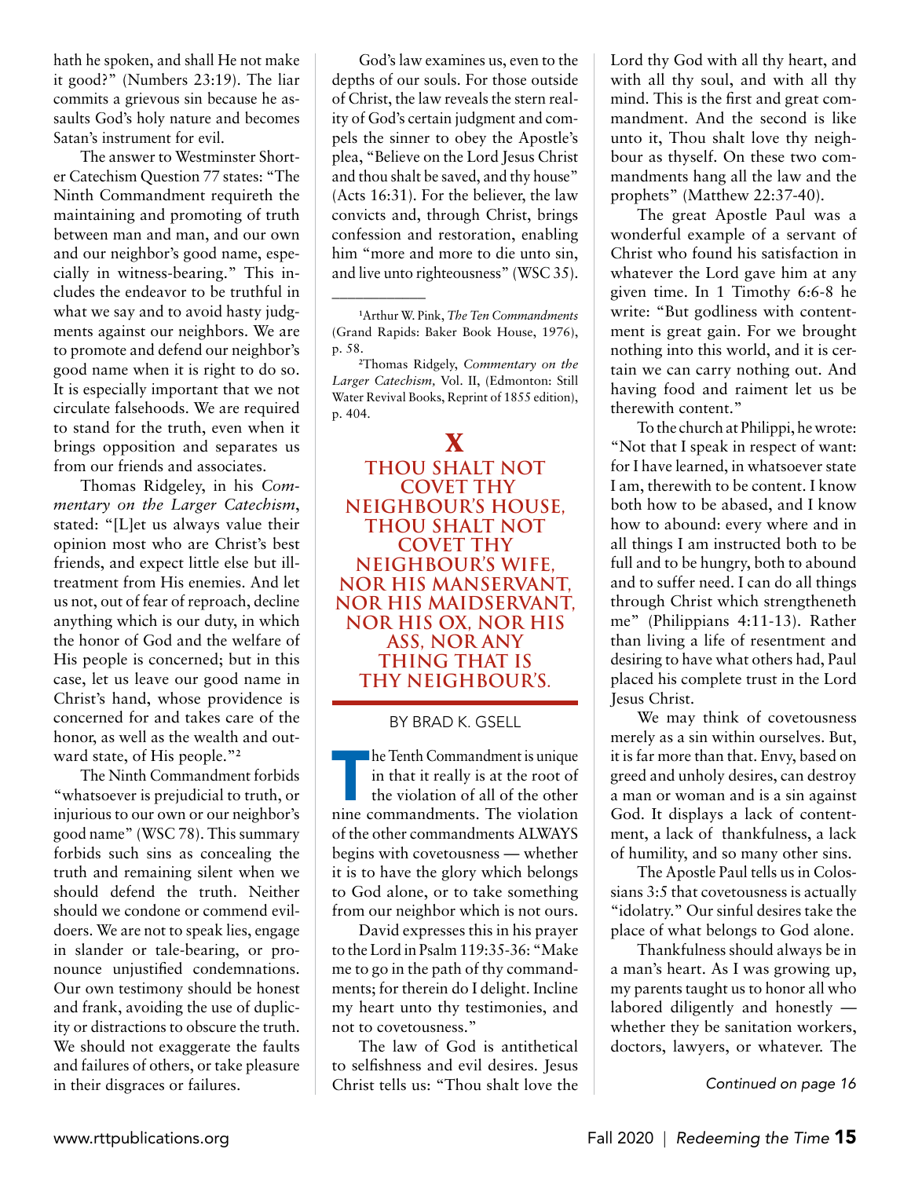hath he spoken, and shall He not make it good?" (Numbers 23:19). The liar commits a grievous sin because he assaults God's holy nature and becomes Satan's instrument for evil.

The answer to Westminster Shorter Catechism Question 77 states: "The Ninth Commandment requireth the maintaining and promoting of truth between man and man, and our own and our neighbor's good name, especially in witness-bearing." This includes the endeavor to be truthful in what we say and to avoid hasty judgments against our neighbors. We are to promote and defend our neighbor's good name when it is right to do so. It is especially important that we not circulate falsehoods. We are required to stand for the truth, even when it brings opposition and separates us from our friends and associates.

Thomas Ridgeley, in his *Commentary on the Larger Catechism*, stated: "[L]et us always value their opinion most who are Christ's best friends, and expect little else but ill-treatment from His enemies. And let us not, out of fear of reproach, decline anything which is our duty, in which the honor of God and the welfare of His people is concerned; but in this case, let us leave our good name in Christ's hand, whose providence is concerned for and takes care of the honor, as well as the wealth and outward state, of His people."[2]

The Ninth Commandment forbids "whatsoever is prejudicial to truth, or injurious to our own or our neighbor's good name" (WSC 78). This summary forbids such sins as concealing the truth and remaining silent when we should defend the truth. Neither should we condone or commend evildoers. We are not to speak lies, engage in slander or tale-bearing, or pronounce unjustified condemnations. Our own testimony should be honest and frank, avoiding the use of duplicity or distractions to obscure the truth. We should not exaggerate the faults and failures of others, or take pleasure in their disgraces or failures.

God's law examines us, even to the depths of our souls. For those outside of Christ, the law reveals the stern reality of God's certain judgment and compels the sinner to obey the Apostle's plea, "Believe on the Lord Jesus Christ and thou shalt be saved, and thy house" (Acts 16:31). For the believer, the law convicts and, through Christ, brings confession and restoration, enabling him "more and more to die unto sin, and live unto righteousness" (WSC 35).

---

[1]Arthur W. Pink, *The Ten Commandments* (Grand Rapids: Baker Book House, 1976), p. 58.

[2]Thomas Ridgely, *Commentary on the Larger Catechism*, Vol. II, (Edmonton: Still Water Revival Books, Reprint of 1855 edition), p. 404.

# X

## THOU SHALT NOT COVET THY NEIGHBOUR'S HOUSE, THOU SHALT NOT COVET THY NEIGHBOUR'S WIFE, NOR HIS MANSERVANT, NOR HIS MAIDSERVANT, NOR HIS OX, NOR HIS ASS, NOR ANY THING THAT IS THY NEIGHBOUR'S.

BY BRAD K. GSELL

The Tenth Commandment is unique in that it really is at the root of the violation of all of the other nine commandments. The violation of the other commandments ALWAYS begins with covetousness — whether it is to have the glory which belongs to God alone, or to take something from our neighbor which is not ours.

David expresses this in his prayer to the Lord in Psalm 119:35-36: "Make me to go in the path of thy commandments; for therein do I delight. Incline my heart unto thy testimonies, and not to covetousness."

The law of God is antithetical to selfishness and evil desires. Jesus Christ tells us: "Thou shalt love the Lord thy God with all thy heart, and with all thy soul, and with all thy mind. This is the first and great commandment. And the second is like unto it, Thou shalt love thy neighbour as thyself. On these two commandments hang all the law and the prophets" (Matthew 22:37-40).

The great Apostle Paul was a wonderful example of a servant of Christ who found his satisfaction in whatever the Lord gave him at any given time. In 1 Timothy 6:6-8 he write: "But godliness with contentment is great gain. For we brought nothing into this world, and it is certain we can carry nothing out. And having food and raiment let us be therewith content."

To the church at Philippi, he wrote: "Not that I speak in respect of want: for I have learned, in whatsoever state I am, therewith to be content. I know both how to be abased, and I know how to abound: every where and in all things I am instructed both to be full and to be hungry, both to abound and to suffer need. I can do all things through Christ which strengtheneth me" (Philippians 4:11-13). Rather than living a life of resentment and desiring to have what others had, Paul placed his complete trust in the Lord Jesus Christ.

We may think of covetousness merely as a sin within ourselves. But, it is far more than that. Envy, based on greed and unholy desires, can destroy a man or woman and is a sin against God. It displays a lack of contentment, a lack of thankfulness, a lack of humility, and so many other sins.

The Apostle Paul tells us in Colossians 3:5 that covetousness is actually "idolatry." Our sinful desires take the place of what belongs to God alone.

Thankfulness should always be in a man's heart. As I was growing up, my parents taught us to honor all who labored diligently and honestly — whether they be sanitation workers, doctors, lawyers, or whatever. The

*Continued on page 16*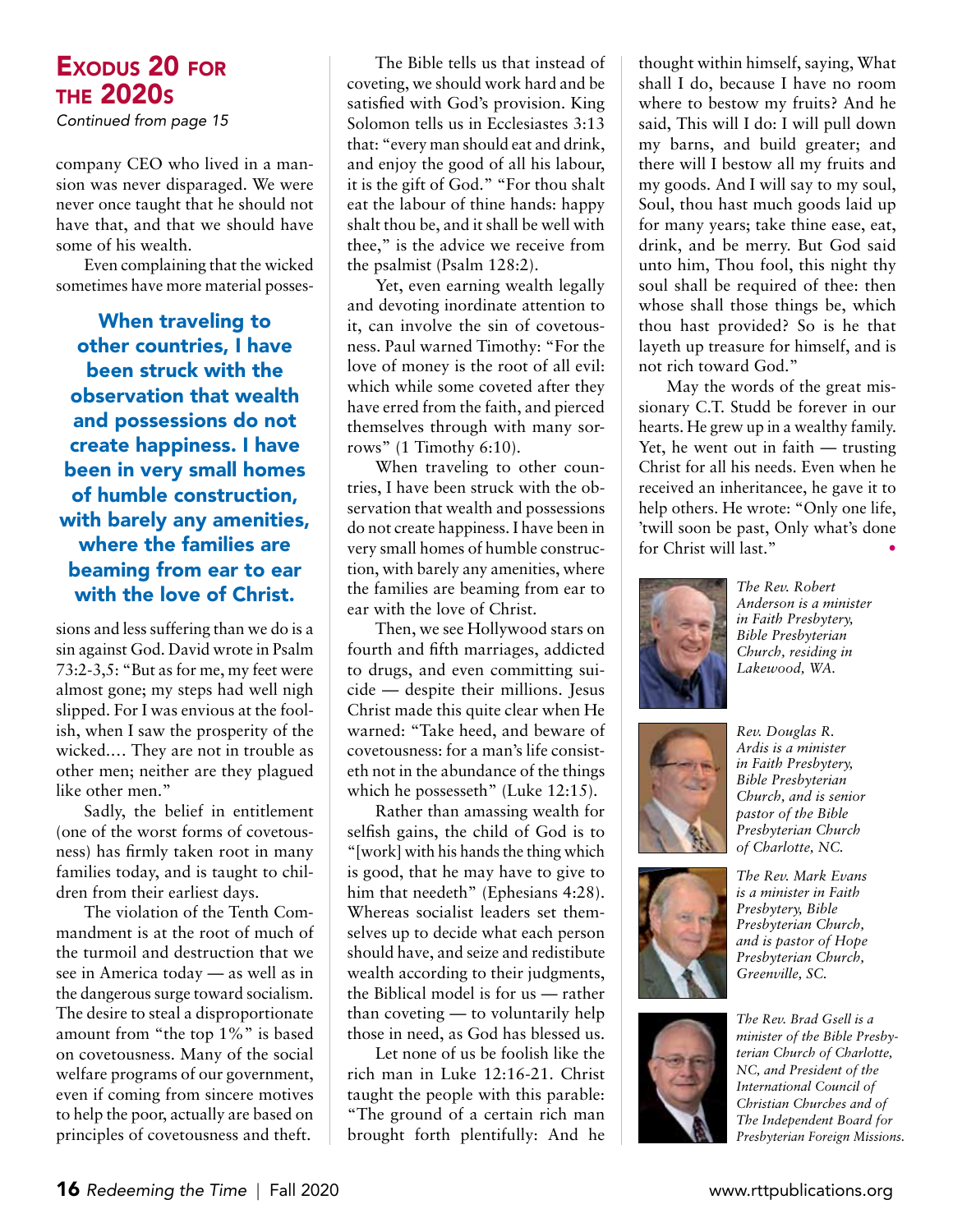## Exodus 20 for the 2020s

*Continued from page 15*

company CEO who lived in a mansion was never disparaged. We were never once taught that he should not have that, and that we should have some of his wealth.

Even complaining that the wicked sometimes have more material possessions and less suffering than we do is a sin against God. David wrote in Psalm 73:2-3,5: "But as for me, my feet were almost gone; my steps had well nigh slipped. For I was envious at the foolish, when I saw the prosperity of the wicked.… They are not in trouble as other men; neither are they plagued like other men."

**When traveling to other countries, I have been struck with the observation that wealth and possessions do not create happiness. I have been in very small homes of humble construction, with barely any amenities, where the families are beaming from ear to ear with the love of Christ.**

Sadly, the belief in entitlement (one of the worst forms of covetousness) has firmly taken root in many families today, and is taught to children from their earliest days.

The violation of the Tenth Commandment is at the root of much of the turmoil and destruction that we see in America today — as well as in the dangerous surge toward socialism. The desire to steal a disproportionate amount from "the top 1%" is based on covetousness. Many of the social welfare programs of our government, even if coming from sincere motives to help the poor, actually are based on principles of covetousness and theft.

The Bible tells us that instead of coveting, we should work hard and be satisfied with God's provision. King Solomon tells us in Ecclesiastes 3:13 that: "every man should eat and drink, and enjoy the good of all his labour, it is the gift of God." "For thou shalt eat the labour of thine hands: happy shalt thou be, and it shall be well with thee," is the advice we receive from the psalmist (Psalm 128:2).

Yet, even earning wealth legally and devoting inordinate attention to it, can involve the sin of covetousness. Paul warned Timothy: "For the love of money is the root of all evil: which while some coveted after they have erred from the faith, and pierced themselves through with many sorrows" (1 Timothy 6:10).

When traveling to other countries, I have been struck with the observation that wealth and possessions do not create happiness. I have been in very small homes of humble construction, with barely any amenities, where the families are beaming from ear to ear with the love of Christ.

Then, we see Hollywood stars on fourth and fifth marriages, addicted to drugs, and even committing suicide — despite their millions. Jesus Christ made this quite clear when He warned: "Take heed, and beware of covetousness: for a man's life consisteth not in the abundance of the things which he possesseth" (Luke 12:15).

Rather than amassing wealth for selfish gains, the child of God is to "[work] with his hands the thing which is good, that he may have to give to him that needeth" (Ephesians 4:28). Whereas socialist leaders set themselves up to decide what each person should have, and seize and redistribute wealth according to their judgments, the Biblical model is for us — rather than coveting — to voluntarily help those in need, as God has blessed us.

Let none of us be foolish like the rich man in Luke 12:16-21. Christ taught the people with this parable: "The ground of a certain rich man brought forth plentifully: And he thought within himself, saying, What shall I do, because I have no room where to bestow my fruits? And he said, This will I do: I will pull down my barns, and build greater; and there will I bestow all my fruits and my goods. And I will say to my soul, Soul, thou hast much goods laid up for many years; take thine ease, eat, drink, and be merry. But God said unto him, Thou fool, this night thy soul shall be required of thee: then whose shall those things be, which thou hast provided? So is he that layeth up treasure for himself, and is not rich toward God."

May the words of the great missionary C.T. Studd be forever in our hearts. He grew up in a wealthy family. Yet, he went out in faith — trusting Christ for all his needs. Even when he received an inheritance, he gave it to help others. He wrote: "Only one life, 'twill soon be past, Only what's done for Christ will last."

*The Rev. Robert Anderson is a minister in Faith Presbytery, Bible Presbyterian Church, residing in Lakewood, WA.*

*Rev. Douglas R. Ardis is a minister in Faith Presbytery, Bible Presbyterian Church, and is senior pastor of the Bible Presbyterian Church of Charlotte, NC.*

*The Rev. Mark Evans is a minister in Faith Presbytery, Bible Presbyterian Church, and is pastor of Hope Presbyterian Church, Greenville, SC.*

*The Rev. Brad Gsell is a minister of the Bible Presbyterian Church of Charlotte, NC, and President of the International Council of Christian Churches and of The Independent Board for Presbyterian Foreign Missions.*